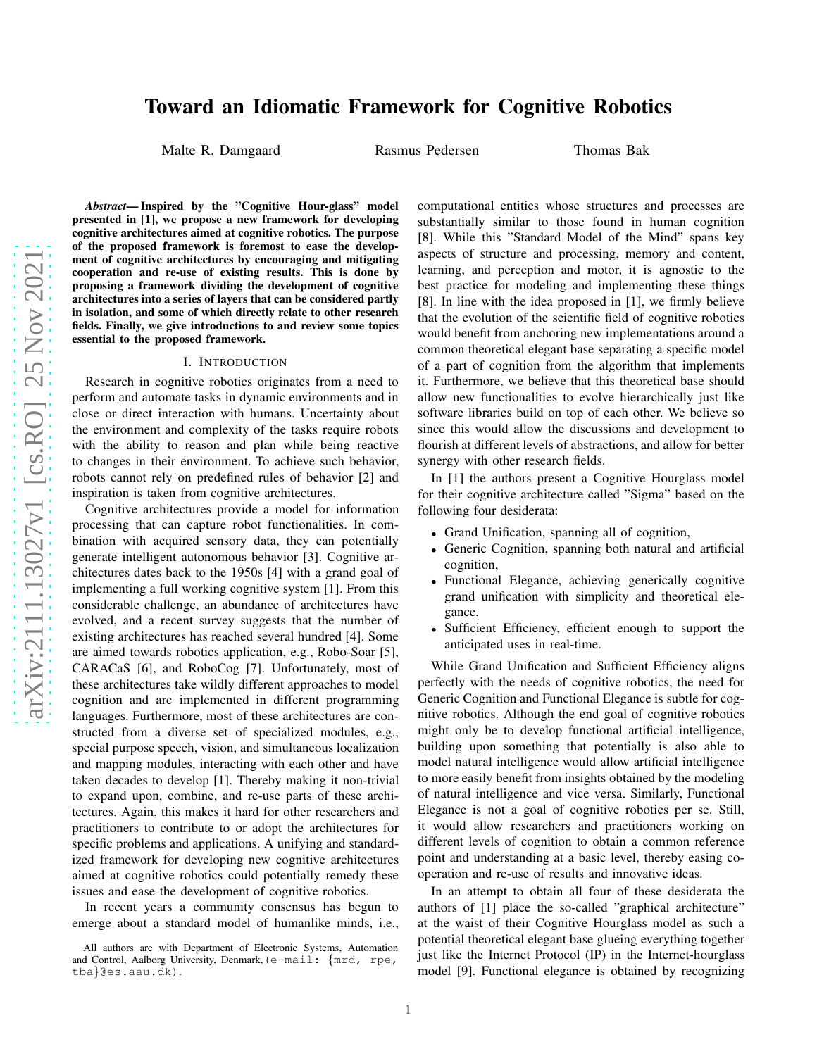# Toward an Idiomatic Framework for Cognitive Robotics

Malte R. Damgaard    Rasmus Pedersen    Thomas Bak

***Abstract*— Inspired by the "Cognitive Hour-glass" model presented in [1], we propose a new framework for developing cognitive architectures aimed at cognitive robotics. The purpose of the proposed framework is foremost to ease the development of cognitive architectures by encouraging and mitigating cooperation and re-use of existing results. This is done by proposing a framework dividing the development of cognitive architectures into a series of layers that can be considered partly in isolation, and some of which directly relate to other research fields. Finally, we give introductions to and review some topics essential to the proposed framework.**

## I. Introduction

Research in cognitive robotics originates from a need to perform and automate tasks in dynamic environments and in close or direct interaction with humans. Uncertainty about the environment and complexity of the tasks require robots with the ability to reason and plan while being reactive to changes in their environment. To achieve such behavior, robots cannot rely on predefined rules of behavior [2] and inspiration is taken from cognitive architectures.

Cognitive architectures provide a model for information processing that can capture robot functionalities. In combination with acquired sensory data, they can potentially generate intelligent autonomous behavior [3]. Cognitive architectures dates back to the 1950s [4] with a grand goal of implementing a full working cognitive system [1]. From this considerable challenge, an abundance of architectures have evolved, and a recent survey suggests that the number of existing architectures has reached several hundred [4]. Some are aimed towards robotics application, e.g., Robo-Soar [5], CARACaS [6], and RoboCog [7]. Unfortunately, most of these architectures take wildly different approaches to model cognition and are implemented in different programming languages. Furthermore, most of these architectures are constructed from a diverse set of specialized modules, e.g., special purpose speech, vision, and simultaneous localization and mapping modules, interacting with each other and have taken decades to develop [1]. Thereby making it non-trivial to expand upon, combine, and re-use parts of these architectures. Again, this makes it hard for other researchers and practitioners to contribute to or adopt the architectures for specific problems and applications. A unifying and standardized framework for developing new cognitive architectures aimed at cognitive robotics could potentially remedy these issues and ease the development of cognitive robotics.

In recent years a community consensus has begun to emerge about a standard model of humanlike minds, i.e., computational entities whose structures and processes are substantially similar to those found in human cognition [8]. While this "Standard Model of the Mind" spans key aspects of structure and processing, memory and content, learning, and perception and motor, it is agnostic to the best practice for modeling and implementing these things [8]. In line with the idea proposed in [1], we firmly believe that the evolution of the scientific field of cognitive robotics would benefit from anchoring new implementations around a common theoretical elegant base separating a specific model of a part of cognition from the algorithm that implements it. Furthermore, we believe that this theoretical base should allow new functionalities to evolve hierarchically just like software libraries build on top of each other. We believe so since this would allow the discussions and development to flourish at different levels of abstractions, and allow for better synergy with other research fields.

In [1] the authors present a Cognitive Hourglass model for their cognitive architecture called "Sigma" based on the following four desiderata:

- Grand Unification, spanning all of cognition,
- Generic Cognition, spanning both natural and artificial cognition,
- Functional Elegance, achieving generically cognitive grand unification with simplicity and theoretical elegance,
- Sufficient Efficiency, efficient enough to support the anticipated uses in real-time.

While Grand Unification and Sufficient Efficiency aligns perfectly with the needs of cognitive robotics, the need for Generic Cognition and Functional Elegance is subtle for cognitive robotics. Although the end goal of cognitive robotics might only be to develop functional artificial intelligence, building upon something that potentially is also able to model natural intelligence would allow artificial intelligence to more easily benefit from insights obtained by the modeling of natural intelligence and vice versa. Similarly, Functional Elegance is not a goal of cognitive robotics per se. Still, it would allow researchers and practitioners working on different levels of cognition to obtain a common reference point and understanding at a basic level, thereby easing cooperation and re-use of results and innovative ideas.

In an attempt to obtain all four of these desiderata the authors of [1] place the so-called "graphical architecture" at the waist of their Cognitive Hourglass model as such a potential theoretical elegant base glueing everything together just like the Internet Protocol (IP) in the Internet-hourglass model [9]. Functional elegance is obtained by recognizing

All authors are with Department of Electronic Systems, Automation and Control, Aalborg University, Denmark, (e-mail: {mrd, rpe, tba}@es.aau.dk).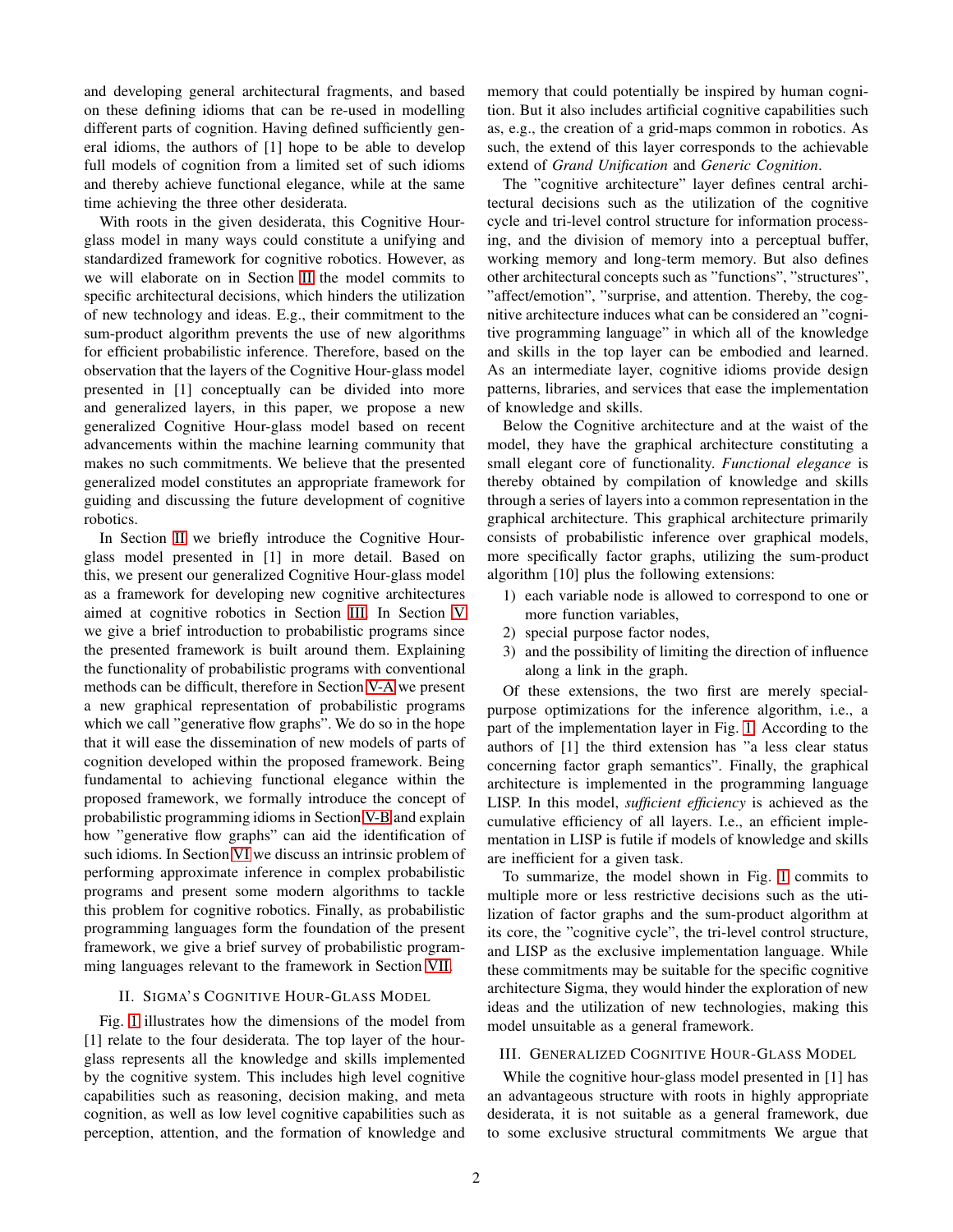and developing general architectural fragments, and based on these defining idioms that can be re-used in modelling different parts of cognition. Having defined sufficiently general idioms, the authors of [1] hope to be able to develop full models of cognition from a limited set of such idioms and thereby achieve functional elegance, while at the same time achieving the three other desiderata.

With roots in the given desiderata, this Cognitive Hourglass model in many ways could constitute a unifying and standardized framework for cognitive robotics. However, as we will elaborate on in Section II the model commits to specific architectural decisions, which hinders the utilization of new technology and ideas. E.g., their commitment to the sum-product algorithm prevents the use of new algorithms for efficient probabilistic inference. Therefore, based on the observation that the layers of the Cognitive Hour-glass model presented in [1] conceptually can be divided into more and generalized layers, in this paper, we propose a new generalized Cognitive Hour-glass model based on recent advancements within the machine learning community that makes no such commitments. We believe that the presented generalized model constitutes an appropriate framework for guiding and discussing the future development of cognitive robotics.

In Section II we briefly introduce the Cognitive Hourglass model presented in [1] in more detail. Based on this, we present our generalized Cognitive Hour-glass model as a framework for developing new cognitive architectures aimed at cognitive robotics in Section III. In Section V we give a brief introduction to probabilistic programs since the presented framework is built around them. Explaining the functionality of probabilistic programs with conventional methods can be difficult, therefore in Section V-A we present a new graphical representation of probabilistic programs which we call "generative flow graphs". We do so in the hope that it will ease the dissemination of new models of parts of cognition developed within the proposed framework. Being fundamental to achieving functional elegance within the proposed framework, we formally introduce the concept of probabilistic programming idioms in Section V-B and explain how "generative flow graphs" can aid the identification of such idioms. In Section VI we discuss an intrinsic problem of performing approximate inference in complex probabilistic programs and present some modern algorithms to tackle this problem for cognitive robotics. Finally, as probabilistic programming languages form the foundation of the present framework, we give a brief survey of probabilistic programming languages relevant to the framework in Section VII.

## II. Sigma's Cognitive Hour-Glass Model

Fig. 1 illustrates how the dimensions of the model from [1] relate to the four desiderata. The top layer of the hourglass represents all the knowledge and skills implemented by the cognitive system. This includes high level cognitive capabilities such as reasoning, decision making, and meta cognition, as well as low level cognitive capabilities such as perception, attention, and the formation of knowledge and memory that could potentially be inspired by human cognition. But it also includes artificial cognitive capabilities such as, e.g., the creation of a grid-maps common in robotics. As such, the extend of this layer corresponds to the achievable extend of *Grand Unification* and *Generic Cognition*.

The "cognitive architecture" layer defines central architectural decisions such as the utilization of the cognitive cycle and tri-level control structure for information processing, and the division of memory into a perceptual buffer, working memory and long-term memory. But also defines other architectural concepts such as "functions", "structures", "affect/emotion", "surprise, and attention. Thereby, the cognitive architecture induces what can be considered an "cognitive programming language" in which all of the knowledge and skills in the top layer can be embodied and learned. As an intermediate layer, cognitive idioms provide design patterns, libraries, and services that ease the implementation of knowledge and skills.

Below the Cognitive architecture and at the waist of the model, they have the graphical architecture constituting a small elegant core of functionality. *Functional elegance* is thereby obtained by compilation of knowledge and skills through a series of layers into a common representation in the graphical architecture. This graphical architecture primarily consists of probabilistic inference over graphical models, more specifically factor graphs, utilizing the sum-product algorithm [10] plus the following extensions:

1) each variable node is allowed to correspond to one or more function variables,
2) special purpose factor nodes,
3) and the possibility of limiting the direction of influence along a link in the graph.

Of these extensions, the two first are merely special-purpose optimizations for the inference algorithm, i.e., a part of the implementation layer in Fig. 1. According to the authors of [1] the third extension has "a less clear status concerning factor graph semantics". Finally, the graphical architecture is implemented in the programming language LISP. In this model, *sufficient efficiency* is achieved as the cumulative efficiency of all layers. I.e., an efficient implementation in LISP is futile if models of knowledge and skills are inefficient for a given task.

To summarize, the model shown in Fig. 1 commits to multiple more or less restrictive decisions such as the utilization of factor graphs and the sum-product algorithm at its core, the "cognitive cycle", the tri-level control structure, and LISP as the exclusive implementation language. While these commitments may be suitable for the specific cognitive architecture Sigma, they would hinder the exploration of new ideas and the utilization of new technologies, making this model unsuitable as a general framework.

## III. Generalized Cognitive Hour-Glass Model

While the cognitive hour-glass model presented in [1] has an advantageous structure with roots in highly appropriate desiderata, it is not suitable as a general framework, due to some exclusive structural commitments We argue that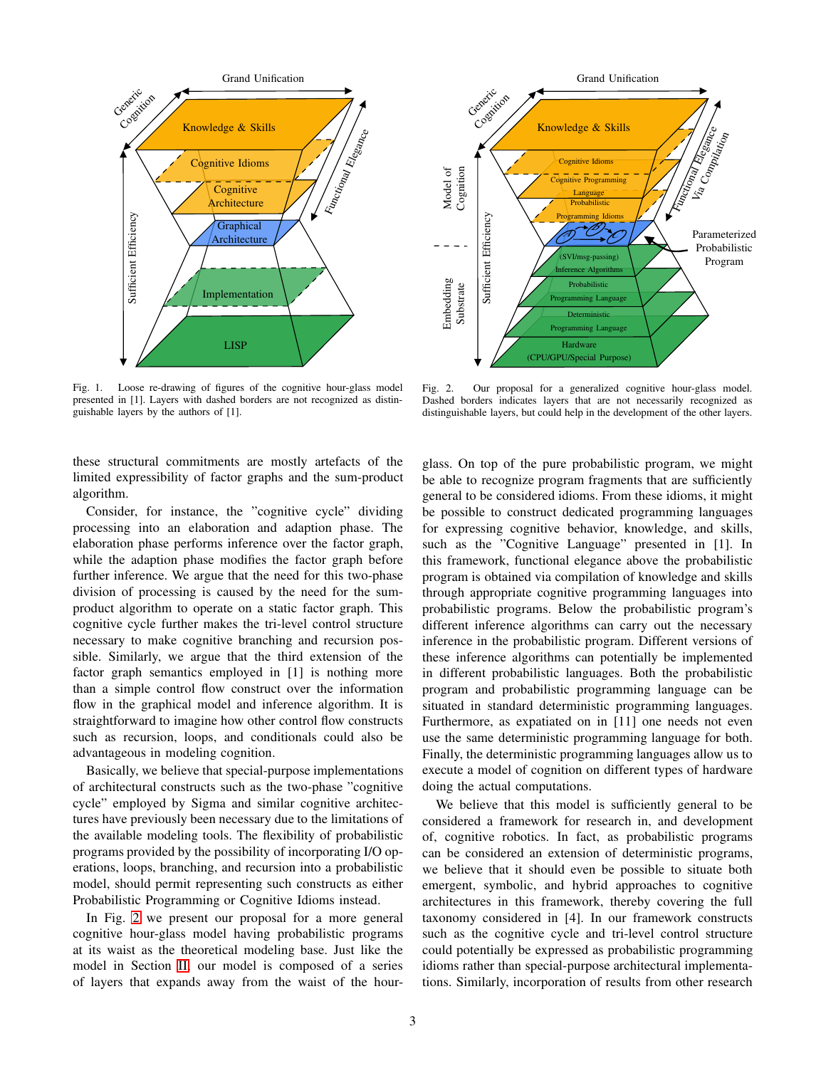Fig. 1. Loose re-drawing of figures of the cognitive hour-glass model presented in [1]. Layers with dashed borders are not recognized as distinguishable layers by the authors of [1].

Fig. 2. Our proposal for a generalized cognitive hour-glass model. Dashed borders indicates layers that are not necessarily recognized as distinguishable layers, but could help in the development of the other layers.

these structural commitments are mostly artefacts of the limited expressibility of factor graphs and the sum-product algorithm.

Consider, for instance, the "cognitive cycle" dividing processing into an elaboration and adaption phase. The elaboration phase performs inference over the factor graph, while the adaption phase modifies the factor graph before further inference. We argue that the need for this two-phase division of processing is caused by the need for the sum-product algorithm to operate on a static factor graph. This cognitive cycle further makes the tri-level control structure necessary to make cognitive branching and recursion possible. Similarly, we argue that the third extension of the factor graph semantics employed in [1] is nothing more than a simple control flow construct over the information flow in the graphical model and inference algorithm. It is straightforward to imagine how other control flow constructs such as recursion, loops, and conditionals could also be advantageous in modeling cognition.

Basically, we believe that special-purpose implementations of architectural constructs such as the two-phase "cognitive cycle" employed by Sigma and similar cognitive architectures have previously been necessary due to the limitations of the available modeling tools. The flexibility of probabilistic programs provided by the possibility of incorporating I/O operations, loops, branching, and recursion into a probabilistic model, should permit representing such constructs as either Probabilistic Programming or Cognitive Idioms instead.

In Fig. 2 we present our proposal for a more general cognitive hour-glass model having probabilistic programs at its waist as the theoretical modeling base. Just like the model in Section II, our model is composed of a series of layers that expands away from the waist of the hour-glass. On top of the pure probabilistic program, we might be able to recognize program fragments that are sufficiently general to be considered idioms. From these idioms, it might be possible to construct dedicated programming languages for expressing cognitive behavior, knowledge, and skills, such as the "Cognitive Language" presented in [1]. In this framework, functional elegance above the probabilistic program is obtained via compilation of knowledge and skills through appropriate cognitive programming languages into probabilistic programs. Below the probabilistic program's different inference algorithms can carry out the necessary inference in the probabilistic program. Different versions of these inference algorithms can potentially be implemented in different probabilistic languages. Both the probabilistic program and probabilistic programming language can be situated in standard deterministic programming languages. Furthermore, as expatiated on in [11] one needs not even use the same deterministic programming language for both. Finally, the deterministic programming languages allow us to execute a model of cognition on different types of hardware doing the actual computations.

We believe that this model is sufficiently general to be considered a framework for research in, and development of, cognitive robotics. In fact, as probabilistic programs can be considered an extension of deterministic programs, we believe that it should even be possible to situate both emergent, symbolic, and hybrid approaches to cognitive architectures in this framework, thereby covering the full taxonomy considered in [4]. In our framework constructs such as the cognitive cycle and tri-level control structure could potentially be expressed as probabilistic programming idioms rather than special-purpose architectural implementations. Similarly, incorporation of results from other research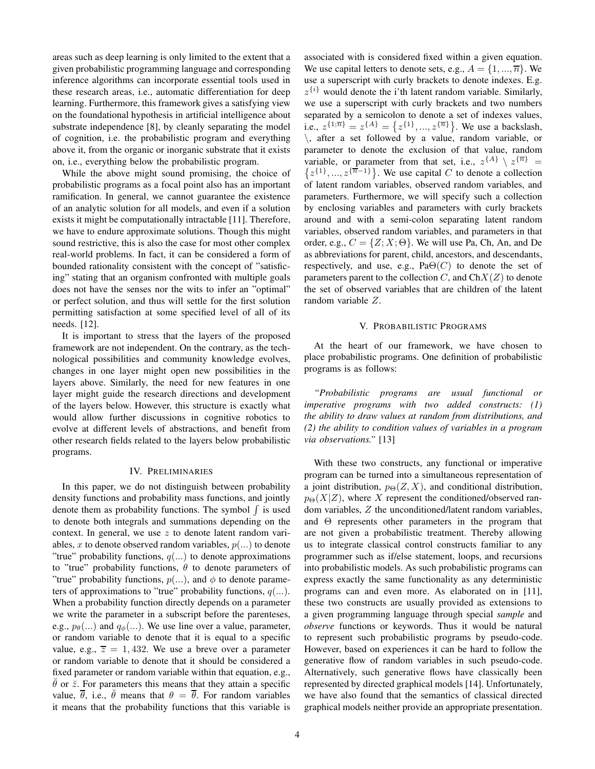areas such as deep learning is only limited to the extent that a given probabilistic programming language and corresponding inference algorithms can incorporate essential tools used in these research areas, i.e., automatic differentiation for deep learning. Furthermore, this framework gives a satisfying view on the foundational hypothesis in artificial intelligence about substrate independence [8], by cleanly separating the model of cognition, i.e. the probabilistic program and everything above it, from the organic or inorganic substrate that it exists on, i.e., everything below the probabilistic program.

While the above might sound promising, the choice of probabilistic programs as a focal point also has an important ramification. In general, we cannot guarantee the existence of an analytic solution for all models, and even if a solution exists it might be computationally intractable [11]. Therefore, we have to endure approximate solutions. Though this might sound restrictive, this is also the case for most other complex real-world problems. In fact, it can be considered a form of bounded rationality consistent with the concept of "satisficing" stating that an organism confronted with multiple goals does not have the senses nor the wits to infer an "optimal" or perfect solution, and thus will settle for the first solution permitting satisfaction at some specified level of all of its needs. [12].

It is important to stress that the layers of the proposed framework are not independent. On the contrary, as the technological possibilities and community knowledge evolves, changes in one layer might open new possibilities in the layers above. Similarly, the need for new features in one layer might guide the research directions and development of the layers below. However, this structure is exactly what would allow further discussions in cognitive robotics to evolve at different levels of abstractions, and benefit from other research fields related to the layers below probabilistic programs.

## IV. Preliminaries

In this paper, we do not distinguish between probability density functions and probability mass functions, and jointly denote them as probability functions. The symbol $\int$ is used to denote both integrals and summations depending on the context. In general, we use $z$ to denote latent random variables, $x$ to denote observed random variables, $p(...)$ to denote "true" probability functions, $q(...)$ to denote approximations to "true" probability functions, $\theta$ to denote parameters of "true" probability functions, $p(...)$, and $\phi$ to denote parameters of approximations to "true" probability functions, $q(...)$. When a probability function directly depends on a parameter we write the parameter in a subscript before the parenteses, e.g., $p_\theta(...)$ and $q_\phi(...)$. We use line over a value, parameter, or random variable to denote that it is equal to a specific value, e.g., $\overline{z} = 1,432$. We use a breve over a parameter or random variable to denote that it should be considered a fixed parameter or random variable within that equation, e.g., $\breve{\theta}$ or $\breve{z}$. For parameters this means that they attain a specific value, $\overline{\theta}$, i.e., $\breve{\theta}$ means that $\theta = \overline{\theta}$. For random variables it means that the probability functions that this variable is associated with is considered fixed within a given equation. We use capital letters to denote sets, e.g., $A = \{1, ..., \overline{n}\}$. We use a superscript with curly brackets to denote indexes. E.g. $z^{\{i\}}$ would denote the i'th latent random variable. Similarly, we use a superscript with curly brackets and two numbers separated by a semicolon to denote a set of indexes values, i.e., $z^{\{1;\overline{n}\}} = z^{\{A\}} = \left\{z^{\{1\}}, ..., z^{\{\overline{n}\}}\right\}$. We use a backslash, $\backslash$, after a set followed by a value, random variable, or parameter to denote the exclusion of that value, random variable, or parameter from that set, i.e., $z^{\{A\}} \setminus z^{\{\overline{n}\}} = \left\{z^{\{1\}}, ..., z^{\{\overline{n}-1\}}\right\}$. We use capital $C$ to denote a collection of latent random variables, observed random variables, and parameters. Furthermore, we will specify such a collection by enclosing variables and parameters with curly brackets around and with a semi-colon separating latent random variables, observed random variables, and parameters in that order, e.g., $C = \{Z; X; \Theta\}$. We will use Pa, Ch, An, and De as abbreviations for parent, child, ancestors, and descendants, respectively, and use, e.g., $\text{Pa}\Theta(C)$ to denote the set of parameters parent to the collection $C$, and $\text{Ch}X(Z)$ to denote the set of observed variables that are children of the latent random variable $Z$.

## V. Probabilistic Programs

At the heart of our framework, we have chosen to place probabilistic programs. One definition of probabilistic programs is as follows:

*"Probabilistic programs are usual functional or imperative programs with two added constructs: (1) the ability to draw values at random from distributions, and (2) the ability to condition values of variables in a program via observations."* [13]

With these two constructs, any functional or imperative program can be turned into a simultaneous representation of a joint distribution, $p_\Theta(Z, X)$, and conditional distribution, $p_\Theta(X|Z)$, where $X$ represent the conditioned/observed random variables, $Z$ the unconditioned/latent random variables, and $\Theta$ represents other parameters in the program that are not given a probabilistic treatment. Thereby allowing us to integrate classical control constructs familiar to any programmer such as if/else statement, loops, and recursions into probabilistic models. As such probabilistic programs can express exactly the same functionality as any deterministic programs can and even more. As elaborated on in [11], these two constructs are usually provided as extensions to a given programming language through special *sample* and *observe* functions or keywords. Thus it would be natural to represent such probabilistic programs by pseudo-code. However, based on experiences it can be hard to follow the generative flow of random variables in such pseudo-code. Alternatively, such generative flows have classically been represented by directed graphical models [14]. Unfortunately, we have also found that the semantics of classical directed graphical models neither provide an appropriate presentation.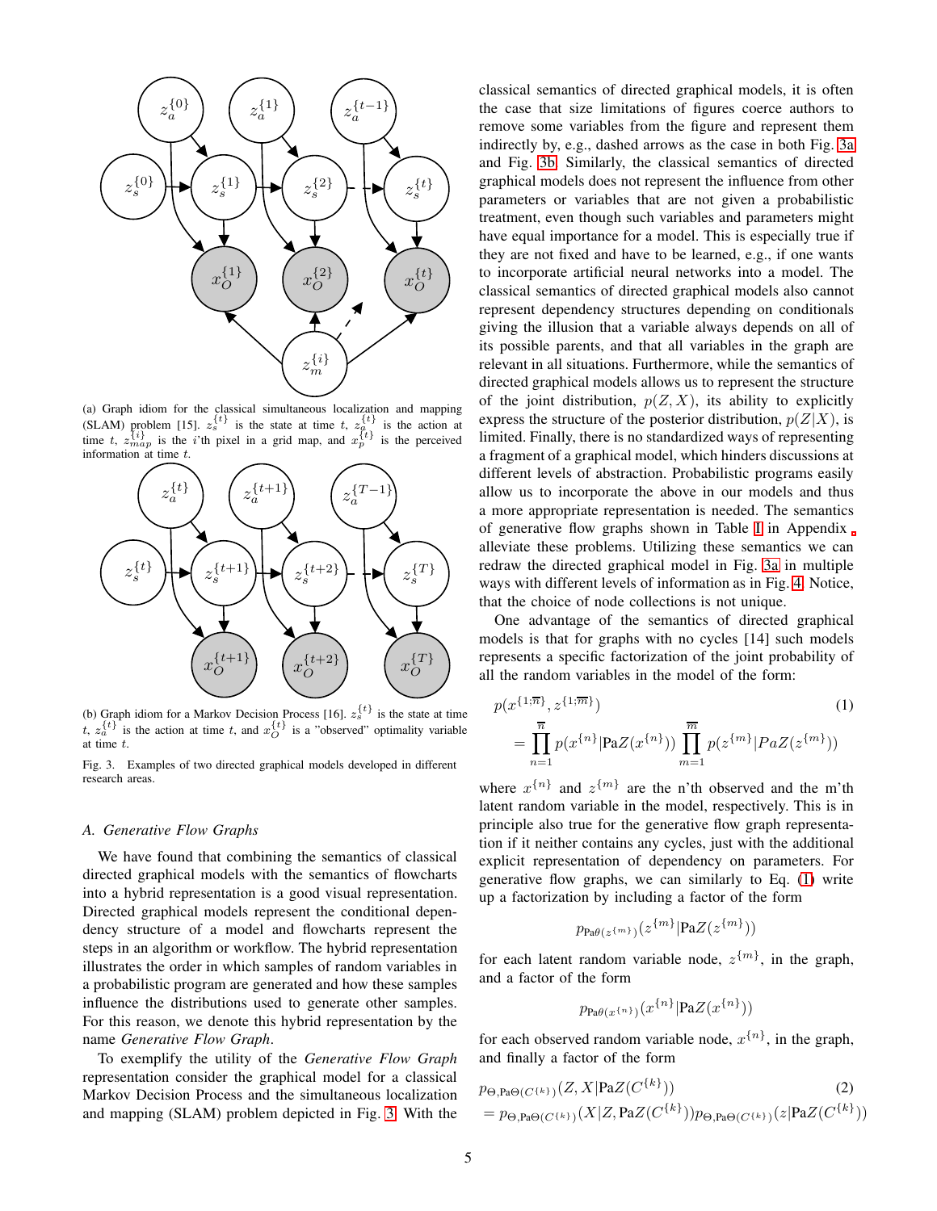(a) Graph idiom for the classical simultaneous localization and mapping (SLAM) problem [15]. $z_s^{\{t\}}$ is the state at time $t$, $z_a^{\{t\}}$ is the action at time $t$, $z_{map}^{\{i\}}$ is the $i$'th pixel in a grid map, and $x_p^{\{t\}}$ is the perceived information at time $t$.

(b) Graph idiom for a Markov Decision Process [16]. $z_s^{\{t\}}$ is the state at time $t$, $z_a^{\{t\}}$ is the action at time $t$, and $x_O^{\{t\}}$ is a "observed" optimality variable at time $t$.

Fig. 3. Examples of two directed graphical models developed in different research areas.

### A. Generative Flow Graphs

We have found that combining the semantics of classical directed graphical models with the semantics of flowcharts into a hybrid representation is a good visual representation. Directed graphical models represent the conditional dependency structure of a model and flowcharts represent the steps in an algorithm or workflow. The hybrid representation illustrates the order in which samples of random variables in a probabilistic program are generated and how these samples influence the distributions used to generate other samples. For this reason, we denote this hybrid representation by the name *Generative Flow Graph*.

To exemplify the utility of the *Generative Flow Graph* representation consider the graphical model for a classical Markov Decision Process and the simultaneous localization and mapping (SLAM) problem depicted in Fig. 3. With the classical semantics of directed graphical models, it is often the case that size limitations of figures coerce authors to remove some variables from the figure and represent them indirectly by, e.g., dashed arrows as the case in both Fig. 3a and Fig. 3b. Similarly, the classical semantics of directed graphical models does not represent the influence from other parameters or variables that are not given a probabilistic treatment, even though such variables and parameters might have equal importance for a model. This is especially true if they are not fixed and have to be learned, e.g., if one wants to incorporate artificial neural networks into a model. The classical semantics of directed graphical models also cannot represent dependency structures depending on conditionals giving the illusion that a variable always depends on all of its possible parents, and that all variables in the graph are relevant in all situations. Furthermore, while the semantics of directed graphical models allows us to represent the structure of the joint distribution, $p(Z, X)$, its ability to explicitly express the structure of the posterior distribution, $p(Z|X)$, is limited. Finally, there is no standardized ways of representing a fragment of a graphical model, which hinders discussions at different levels of abstraction. Probabilistic programs easily allow us to incorporate the above in our models and thus a more appropriate representation is needed. The semantics of generative flow graphs shown in Table I in Appendix alleviate these problems. Utilizing these semantics we can redraw the directed graphical model in Fig. 3a in multiple ways with different levels of information as in Fig. 4. Notice, that the choice of node collections is not unique.

One advantage of the semantics of directed graphical models is that for graphs with no cycles [14] such models represents a specific factorization of the joint probability of all the random variables in the model of the form:

$$
\begin{aligned}
&p(x^{\{1;\overline{n}\}}, z^{\{1;\overline{m}\}}) \\
&= \prod_{n=1}^{\overline{n}} p(x^{\{n\}}|\text{Pa}Z(x^{\{n\}})) \prod_{m=1}^{\overline{m}} p(z^{\{m\}}|PaZ(z^{\{m\}}))
\end{aligned} \tag{1}
$$

where $x^{\{n\}}$ and $z^{\{m\}}$ are the n'th observed and the m'th latent random variable in the model, respectively. This is in principle also true for the generative flow graph representation if it neither contains any cycles, just with the additional explicit representation of dependency on parameters. For generative flow graphs, we can similarly to Eq. (1) write up a factorization by including a factor of the form

$$
p_{\text{Pa}\theta(z^{\{m\}})}(z^{\{m\}}|\text{Pa}Z(z^{\{m\}}))
$$

for each latent random variable node, $z^{\{m\}}$, in the graph, and a factor of the form

$$
p_{\text{Pa}\theta(x^{\{n\}})}(x^{\{n\}}|\text{Pa}Z(x^{\{n\}}))
$$

for each observed random variable node, $x^{\{n\}}$, in the graph, and finally a factor of the form

$$
\begin{aligned}
&p_{\Theta,\text{Pa}\Theta(C^{\{k\}})}(Z, X|\text{Pa}Z(C^{\{k\}})) \\
&= p_{\Theta,\text{Pa}\Theta(C^{\{k\}})}(X|Z, \text{Pa}Z(C^{\{k\}}))p_{\Theta,\text{Pa}\Theta(C^{\{k\}})}(z|\text{Pa}Z(C^{\{k\}}))
\end{aligned} \tag{2}
$$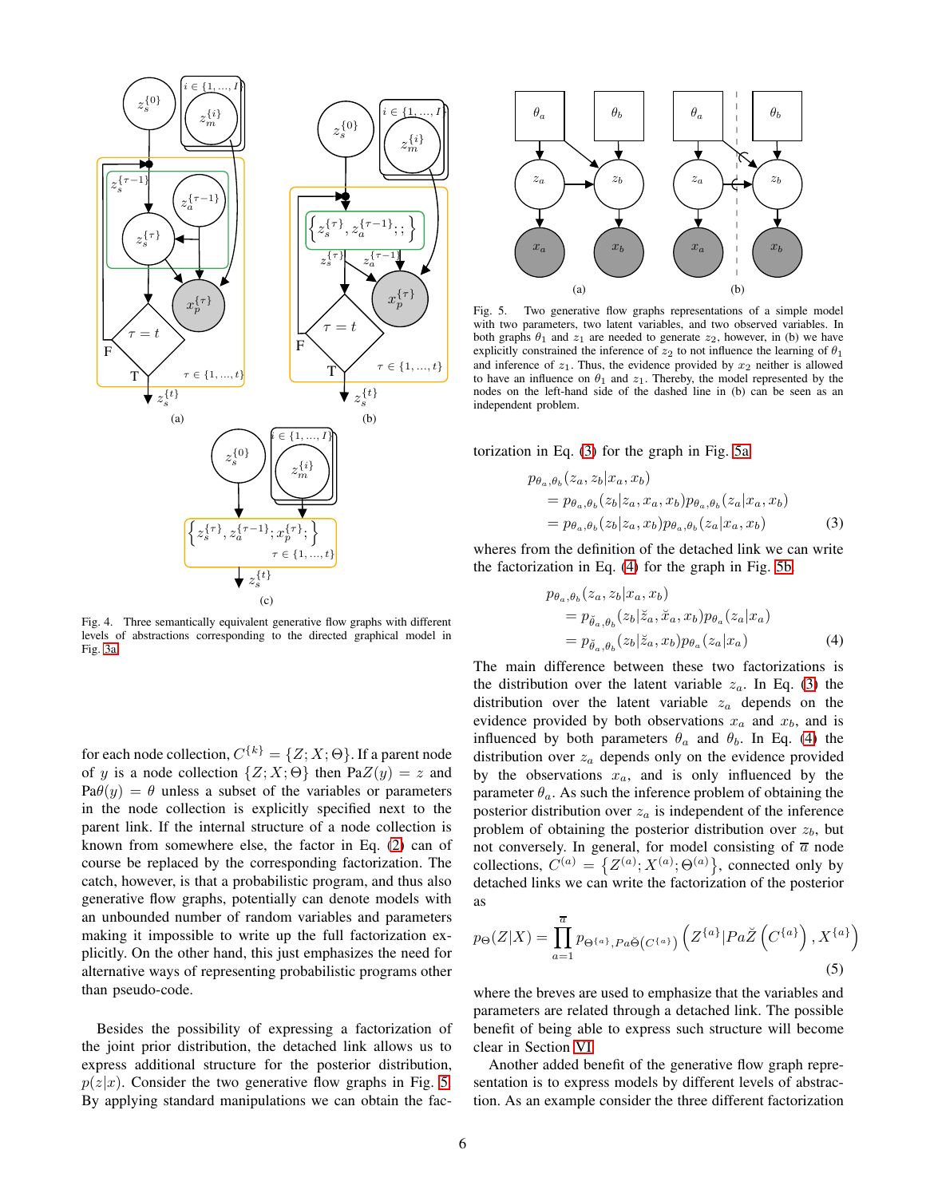Fig. 4. Three semantically equivalent generative flow graphs with different levels of abstractions corresponding to the directed graphical model in Fig. 3a

Fig. 5. Two generative flow graphs representations of a simple model with two parameters, two latent variables, and two observed variables. In both graphs $\theta_1$ and $z_1$ are needed to generate $z_2$, however, in (b) we have explicitly constrained the inference of $z_2$ to not influence the learning of $\theta_1$ and inference of $z_1$. Thus, the evidence provided by $x_2$ neither is allowed to have an influence on $\theta_1$ and $z_1$. Thereby, the model represented by the nodes on the left-hand side of the dashed line in (b) can be seen as an independent problem.

for each node collection, $C^{\{k\}} = \{Z; X; \Theta\}$. If a parent node of $y$ is a node collection $\{Z; X; \Theta\}$ then $\text{Pa}Z(y) = z$ and $\text{Pa}\theta(y) = \theta$ unless a subset of the variables or parameters in the node collection is explicitly specified next to the parent link. If the internal structure of a node collection is known from somewhere else, the factor in Eq. (2) can of course be replaced by the corresponding factorization. The catch, however, is that a probabilistic program, and thus also generative flow graphs, potentially can denote models with an unbounded number of random variables and parameters making it impossible to write up the full factorization explicitly. On the other hand, this just emphasizes the need for alternative ways of representing probabilistic programs other than pseudo-code.

Besides the possibility of expressing a factorization of the joint prior distribution, the detached link allows us to express additional structure for the posterior distribution, $p(z|x)$. Consider the two generative flow graphs in Fig. 5. By applying standard manipulations we can obtain the factorization in Eq. (3) for the graph in Fig. 5a

$$
\begin{aligned}
&p_{\theta_a,\theta_b}(z_a, z_b|x_a, x_b) \\
&\quad = p_{\theta_a,\theta_b}(z_b|z_a, x_a, x_b)p_{\theta_a,\theta_b}(z_a|x_a, x_b) \\
&\quad = p_{\theta_a,\theta_b}(z_b|z_a, x_b)p_{\theta_a,\theta_b}(z_a|x_a, x_b)
\end{aligned}
\tag{3}
$$

wheres from the definition of the detached link we can write the factorization in Eq. (4) for the graph in Fig. 5b.

$$
\begin{aligned}
&p_{\theta_a,\theta_b}(z_a, z_b|x_a, x_b) \\
&\quad = p_{\breve{\theta}_a,\theta_b}(z_b|\breve{z}_a, \breve{x}_a, x_b)p_{\theta_a}(z_a|x_a) \\
&\quad = p_{\breve{\theta}_a,\theta_b}(z_b|\breve{z}_a, x_b)p_{\theta_a}(z_a|x_a)
\end{aligned}
\tag{4}
$$

The main difference between these two factorizations is the distribution over the latent variable $z_a$. In Eq. (3) the distribution over the latent variable $z_a$ depends on the evidence provided by both observations $x_a$ and $x_b$, and is influenced by both parameters $\theta_a$ and $\theta_b$. In Eq. (4) the distribution over $z_a$ depends only on the evidence provided by the observations $x_a$, and is only influenced by the parameter $\theta_a$. As such the inference problem of obtaining the posterior distribution over $z_a$ is independent of the inference problem of obtaining the posterior distribution over $z_b$, but not conversely. In general, for model consisting of $\overline{a}$ node collections, $C^{(a)} = \{Z^{(a)}; X^{(a)}; \Theta^{(a)}\}$, connected only by detached links we can write the factorization of the posterior as

$$
p_\Theta(Z|X) = \prod_{a=1}^{\overline{a}} p_{\Theta^{\{a\}}, Pa\breve{\Theta}(C^{\{a\}})}\left(Z^{\{a\}}|Pa\breve{Z}\left(C^{\{a\}}\right), X^{\{a\}}\right)
\tag{5}
$$

where the breves are used to emphasize that the variables and parameters are related through a detached link. The possible benefit of being able to express such structure will become clear in Section VI.

Another added benefit of the generative flow graph representation is to express models by different levels of abstraction. As an example consider the three different factorization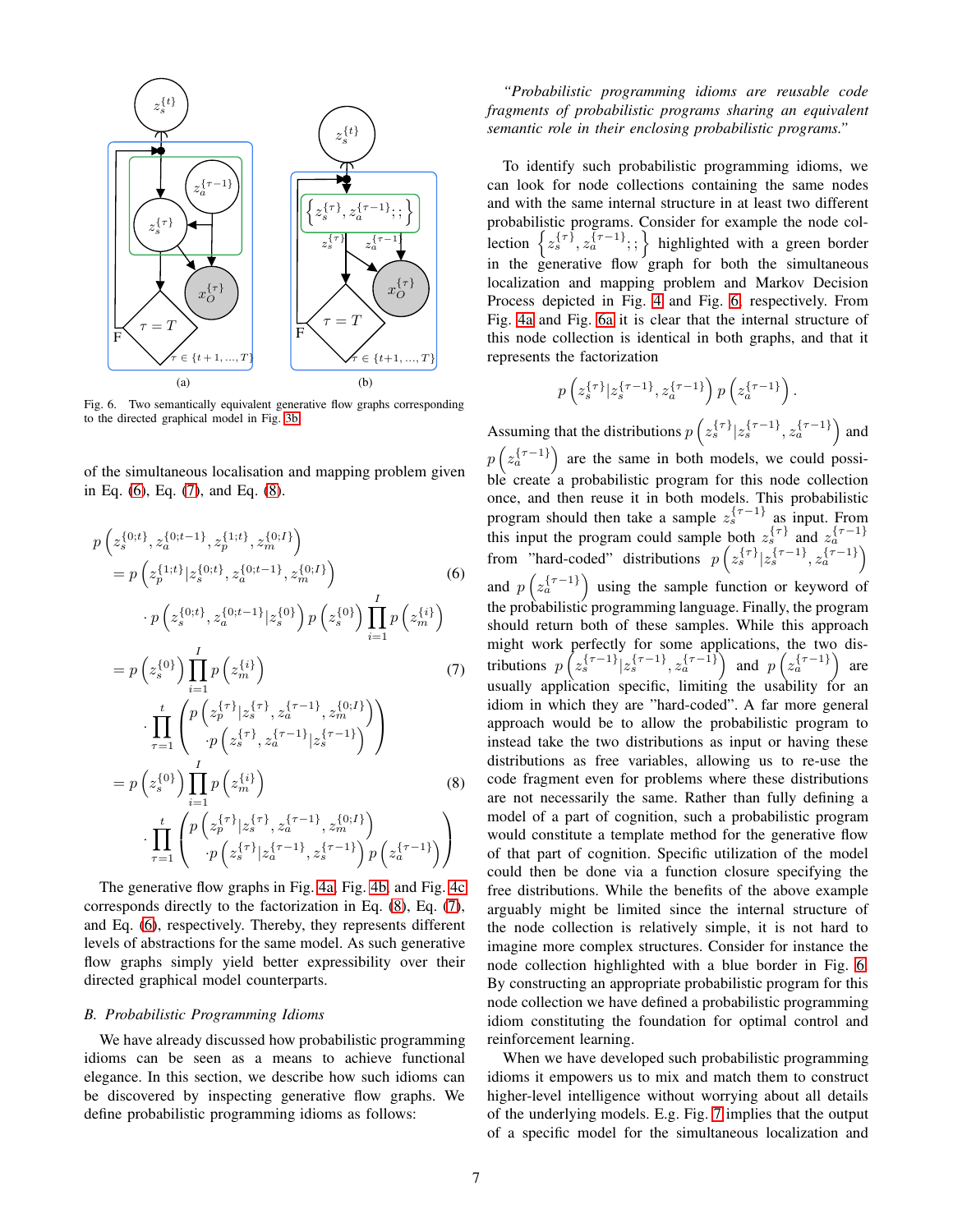Fig. 6. Two semantically equivalent generative flow graphs corresponding to the directed graphical model in Fig. 3b

of the simultaneous localisation and mapping problem given in Eq. (6), Eq. (7), and Eq. (8).

$$
\begin{aligned}
p&\left(z_s^{\{0:t\}}, z_a^{\{0:t-1\}}, z_p^{\{1:t\}}, z_m^{\{0:I\}}\right) \\
&= p\left(z_p^{\{1:t\}} | z_s^{\{0:t\}}, z_a^{\{0:t-1\}}, z_m^{\{0:I\}}\right) \qquad (6) \\
&\quad \cdot p\left(z_s^{\{0:t\}}, z_a^{\{0:t-1\}} | z_s^{\{0\}}\right) p\left(z_s^{\{0\}}\right) \prod_{i=1}^{I} p\left(z_m^{\{i\}}\right) \\
&= p\left(z_s^{\{0\}}\right) \prod_{i=1}^{I} p\left(z_m^{\{i\}}\right) \qquad (7) \\
&\quad \cdot \prod_{\tau=1}^{t} \begin{pmatrix} p\left(z_p^{\{\tau\}} | z_s^{\{\tau\}}, z_a^{\{\tau-1\}}, z_m^{\{0:I\}}\right) \\ \cdot p\left(z_s^{\{\tau\}}, z_a^{\{\tau-1\}} | z_s^{\{\tau-1\}}\right) \end{pmatrix} \\
&= p\left(z_s^{\{0\}}\right) \prod_{i=1}^{I} p\left(z_m^{\{i\}}\right) \qquad (8) \\
&\quad \cdot \prod_{\tau=1}^{t} \begin{pmatrix} p\left(z_p^{\{\tau\}} | z_s^{\{\tau\}}, z_a^{\{\tau-1\}}, z_m^{\{0:I\}}\right) \\ \cdot p\left(z_s^{\{\tau\}} | z_a^{\{\tau-1\}}, z_s^{\{\tau-1\}}\right) p\left(z_a^{\{\tau-1\}}\right) \end{pmatrix}
\end{aligned}
$$

The generative flow graphs in Fig. 4a, Fig. 4b, and Fig. 4c corresponds directly to the factorization in Eq. (8), Eq. (7), and Eq. (6), respectively. Thereby, they represents different levels of abstractions for the same model. As such generative flow graphs simply yield better expressibility over their directed graphical model counterparts.

### B. Probabilistic Programming Idioms

We have already discussed how probabilistic programming idioms can be seen as a means to achieve functional elegance. In this section, we describe how such idioms can be discovered by inspecting generative flow graphs. We define probabilistic programming idioms as follows:

*"Probabilistic programming idioms are reusable code fragments of probabilistic programs sharing an equivalent semantic role in their enclosing probabilistic programs."*

To identify such probabilistic programming idioms, we can look for node collections containing the same nodes and with the same internal structure in at least two different probabilistic programs. Consider for example the node collection $\left\{z_s^{\{\tau\}}, z_a^{\{\tau-1\}};;\right\}$ highlighted with a green border in the generative flow graph for both the simultaneous localization and mapping problem and Markov Decision Process depicted in Fig. 4 and Fig. 6, respectively. From Fig. 4a and Fig. 6a it is clear that the internal structure of this node collection is identical in both graphs, and that it represents the factorization

$$
p\left(z_s^{\{\tau\}} | z_s^{\{\tau-1\}}, z_a^{\{\tau-1\}}\right) p\left(z_a^{\{\tau-1\}}\right).
$$

Assuming that the distributions $p\left(z_s^{\{\tau\}} | z_s^{\{\tau-1\}}, z_a^{\{\tau-1\}}\right)$ and $p\left(z_a^{\{\tau-1\}}\right)$ are the same in both models, we could possible create a probabilistic program for this node collection once, and then reuse it in both models. This probabilistic program should then take a sample $z_s^{\{\tau-1\}}$ as input. From this input the program could sample both $z_s^{\{\tau\}}$ and $z_a^{\{\tau-1\}}$ from "hard-coded" distributions $p\left(z_s^{\{\tau\}} | z_s^{\{\tau-1\}}, z_a^{\{\tau-1\}}\right)$ and $p\left(z_a^{\{\tau-1\}}\right)$ using the sample function or keyword of the probabilistic programming language. Finally, the program should return both of these samples. While this approach might work perfectly for some applications, the two distributions $p\left(z_s^{\{\tau-1\}} | z_s^{\{\tau-1\}}, z_a^{\{\tau-1\}}\right)$ and $p\left(z_a^{\{\tau-1\}}\right)$ are usually application specific, limiting the usability for an idiom in which they are "hard-coded". A far more general approach would be to allow the probabilistic program to instead take the two distributions as input or having these distributions as free variables, allowing us to re-use the code fragment even for problems where these distributions are not necessarily the same. Rather than fully defining a model of a part of cognition, such a probabilistic program would constitute a template method for the generative flow of that part of cognition. Specific utilization of the model could then be done via a function closure specifying the free distributions. While the benefits of the above example arguably might be limited since the internal structure of the node collection is relatively simple, it is not hard to imagine more complex structures. Consider for instance the node collection highlighted with a blue border in Fig. 6. By constructing an appropriate probabilistic program for this node collection we have defined a probabilistic programming idiom constituting the foundation for optimal control and reinforcement learning.

When we have developed such probabilistic programming idioms it empowers us to mix and match them to construct higher-level intelligence without worrying about all details of the underlying models. E.g. Fig. 7 implies that the output of a specific model for the simultaneous localization and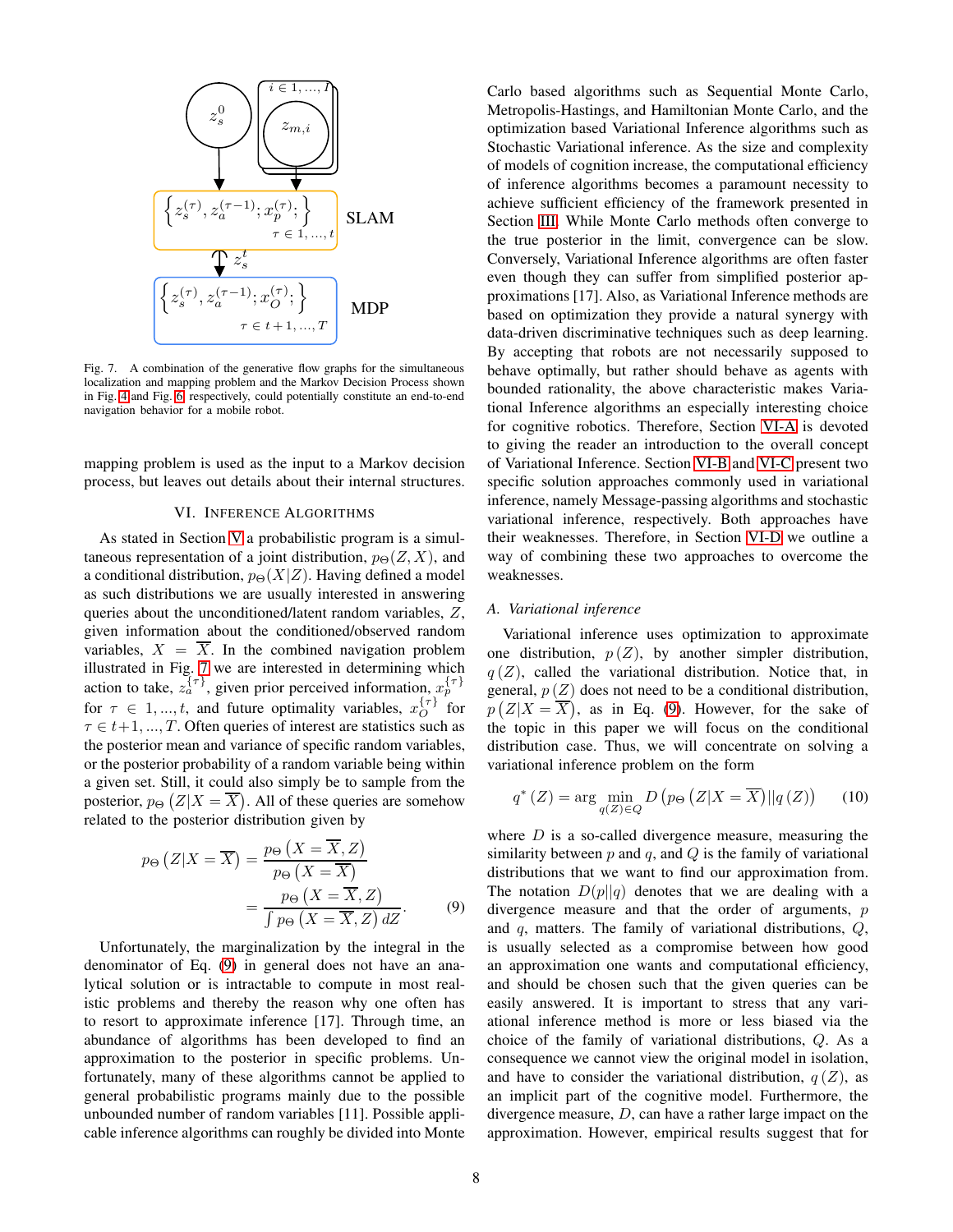Fig. 7. A combination of the generative flow graphs for the simultaneous localization and mapping problem and the Markov Decision Process shown in Fig. 4 and Fig. 6 respectively, could potentially constitute an end-to-end navigation behavior for a mobile robot.

mapping problem is used as the input to a Markov decision process, but leaves out details about their internal structures.

## VI. Inference Algorithms

As stated in Section V a probabilistic program is a simultaneous representation of a joint distribution, $p_\Theta(Z, X)$, and a conditional distribution, $p_\Theta(X|Z)$. Having defined a model as such distributions we are usually interested in answering queries about the unconditioned/latent random variables, $Z$, given information about the conditioned/observed random variables, $X = \overline{X}$. In the combined navigation problem illustrated in Fig. 7 we are interested in determining which action to take, $z_a^{\{\tau\}}$, given prior perceived information, $x_p^{\{\tau\}}$ for $\tau \in 1, ..., t$, and future optimality variables, $x_O^{\{\tau\}}$ for $\tau \in t+1, ..., T$. Often queries of interest are statistics such as the posterior mean and variance of specific random variables, or the posterior probability of a random variable being within a given set. Still, it could also simply be to sample from the posterior, $p_\Theta\left(Z|X = \overline{X}\right)$. All of these queries are somehow related to the posterior distribution given by

$$
\begin{aligned}
p_\Theta\left(Z|X = \overline{X}\right) &= \frac{p_\Theta\left(X = \overline{X}, Z\right)}{p_\Theta\left(X = \overline{X}\right)} \\
&= \frac{p_\Theta\left(X = \overline{X}, Z\right)}{\int p_\Theta\left(X = \overline{X}, Z\right) dZ}.
\end{aligned}
\tag{9}
$$

Unfortunately, the marginalization by the integral in the denominator of Eq. (9) in general does not have an analytical solution or is intractable to compute in most realistic problems and thereby the reason why one often has to resort to approximate inference [17]. Through time, an abundance of algorithms has been developed to find an approximation to the posterior in specific problems. Unfortunately, many of these algorithms cannot be applied to general probabilistic programs mainly due to the possible unbounded number of random variables [11]. Possible applicable inference algorithms can roughly be divided into Monte Carlo based algorithms such as Sequential Monte Carlo, Metropolis-Hastings, and Hamiltonian Monte Carlo, and the optimization based Variational Inference algorithms such as Stochastic Variational inference. As the size and complexity of models of cognition increase, the computational efficiency of inference algorithms becomes a paramount necessity to achieve sufficient efficiency of the framework presented in Section III. While Monte Carlo methods often converge to the true posterior in the limit, convergence can be slow. Conversely, Variational Inference algorithms are often faster even though they can suffer from simplified posterior approximations [17]. Also, as Variational Inference methods are based on optimization they provide a natural synergy with data-driven discriminative techniques such as deep learning. By accepting that robots are not necessarily supposed to behave optimally, but rather should behave as agents with bounded rationality, the above characteristic makes Variational Inference algorithms an especially interesting choice for cognitive robotics. Therefore, Section VI-A is devoted to giving the reader an introduction to the overall concept of Variational Inference. Section VI-B and VI-C present two specific solution approaches commonly used in variational inference, namely Message-passing algorithms and stochastic variational inference, respectively. Both approaches have their weaknesses. Therefore, in Section VI-D we outline a way of combining these two approaches to overcome the weaknesses.

### A. Variational inference

Variational inference uses optimization to approximate one distribution, $p(Z)$, by another simpler distribution, $q(Z)$, called the variational distribution. Notice that, in general, $p(Z)$ does not need to be a conditional distribution, $p\left(Z|X = \overline{X}\right)$, as in Eq. (9). However, for the sake of the topic in this paper we will focus on the conditional distribution case. Thus, we will concentrate on solving a variational inference problem on the form

$$
q^*(Z) = \arg \min_{q(Z) \in Q} D\left(p_\Theta\left(Z|X = \overline{X}\right) || q(Z)\right) \tag{10}
$$

where $D$ is a so-called divergence measure, measuring the similarity between $p$ and $q$, and $Q$ is the family of variational distributions that we want to find our approximation from. The notation $D(p||q)$ denotes that we are dealing with a divergence measure and that the order of arguments, $p$ and $q$, matters. The family of variational distributions, $Q$, is usually selected as a compromise between how good an approximation one wants and computational efficiency, and should be chosen such that the given queries can be easily answered. It is important to stress that any variational inference method is more or less biased via the choice of the family of variational distributions, $Q$. As a consequence we cannot view the original model in isolation, and have to consider the variational distribution, $q(Z)$, as an implicit part of the cognitive model. Furthermore, the divergence measure, $D$, can have a rather large impact on the approximation. However, empirical results suggest that for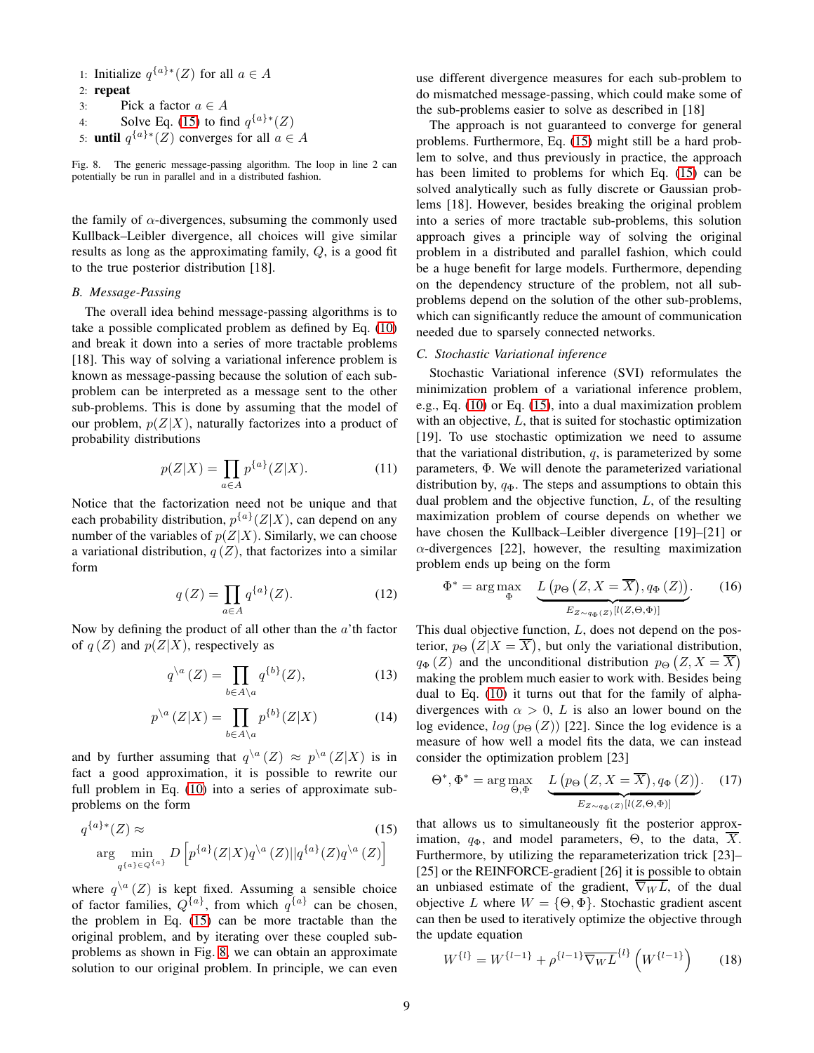1: Initialize $q^{\{a\}*}(Z)$ for all $a \in A$
2: **repeat**
3: Pick a factor $a \in A$
4: Solve Eq. (15) to find $q^{\{a\}*}(Z)$
5: **until** $q^{\{a\}*}(Z)$ converges for all $a \in A$

Fig. 8. The generic message-passing algorithm. The loop in line 2 can potentially be run in parallel and in a distributed fashion.

the family of $\alpha$-divergences, subsuming the commonly used Kullback–Leibler divergence, all choices will give similar results as long as the approximating family, $Q$, is a good fit to the true posterior distribution [18].

### *B. Message-Passing*

The overall idea behind message-passing algorithms is to take a possible complicated problem as defined by Eq. (10) and break it down into a series of more tractable problems [18]. This way of solving a variational inference problem is known as message-passing because the solution of each sub-problem can be interpreted as a message sent to the other sub-problems. This is done by assuming that the model of our problem, $p(Z|X)$, naturally factorizes into a product of probability distributions

$$p(Z|X) = \prod_{a \in A} p^{\{a\}}(Z|X). \tag{11}$$

Notice that the factorization need not be unique and that each probability distribution, $p^{\{a\}}(Z|X)$, can depend on any number of the variables of $p(Z|X)$. Similarly, we can choose a variational distribution, $q(Z)$, that factorizes into a similar form

$$q(Z) = \prod_{a \in A} q^{\{a\}}(Z). \tag{12}$$

Now by defining the product of all other than the $a$'th factor of $q(Z)$ and $p(Z|X)$, respectively as

$$q^{\setminus a}(Z) = \prod_{b \in A \setminus a} q^{\{b\}}(Z), \tag{13}$$

$$p^{\setminus a}(Z|X) = \prod_{b \in A \setminus a} p^{\{b\}}(Z|X) \tag{14}$$

and by further assuming that $q^{\setminus a}(Z) \approx p^{\setminus a}(Z|X)$ is in fact a good approximation, it is possible to rewrite our full problem in Eq. (10) into a series of approximate sub-problems on the form

$$q^{\{a\}*}(Z) \approx \arg\min_{q^{\{a\}} \in Q^{\{a\}}} D\left[p^{\{a\}}(Z|X) q^{\setminus a}(Z) || q^{\{a\}}(Z) q^{\setminus a}(Z)\right] \tag{15}$$

where $q^{\setminus a}(Z)$ is kept fixed. Assuming a sensible choice of factor families, $Q^{\{a\}}$, from which $q^{\{a\}}$ can be chosen, the problem in Eq. (15) can be more tractable than the original problem, and by iterating over these coupled sub-problems as shown in Fig. 8, we can obtain an approximate solution to our original problem. In principle, we can even use different divergence measures for each sub-problem to do mismatched message-passing, which could make some of the sub-problems easier to solve as described in [18]

The approach is not guaranteed to converge for general problems. Furthermore, Eq. (15) might still be a hard problem to solve, and thus previously in practice, the approach has been limited to problems for which Eq. (15) can be solved analytically such as fully discrete or Gaussian problems [18]. However, besides breaking the original problem into a series of more tractable sub-problems, this solution approach gives a principle way of solving the original problem in a distributed and parallel fashion, which could be a huge benefit for large models. Furthermore, depending on the dependency structure of the problem, not all sub-problems depend on the solution of the other sub-problems, which can significantly reduce the amount of communication needed due to sparsely connected networks.

### *C. Stochastic Variational inference*

Stochastic Variational inference (SVI) reformulates the minimization problem of a variational inference problem, e.g., Eq. (10) or Eq. (15), into a dual maximization problem with an objective, $L$, that is suited for stochastic optimization [19]. To use stochastic optimization we need to assume that the variational distribution, $q$, is parameterized by some parameters, $\Phi$. We will denote the parameterized variational distribution by, $q_\Phi$. The steps and assumptions to obtain this dual problem and the objective function, $L$, of the resulting maximization problem of course depends on whether we have chosen the Kullback–Leibler divergence [19]–[21] or $\alpha$-divergences [22], however, the resulting maximization problem ends up being on the form

$$\Phi^* = \arg\max_{\Phi} \underbrace{L\left(p_\Theta\left(Z, X = \overline{X}\right), q_\Phi\left(Z\right)\right)}_{E_{Z \sim q_\Phi(Z)}[l(Z,\Theta,\Phi)]}. \tag{16}$$

This dual objective function, $L$, does not depend on the posterior, $p_\Theta\left(Z|X = \overline{X}\right)$, but only the variational distribution, $q_\Phi(Z)$ and the unconditional distribution $p_\Theta\left(Z, X = \overline{X}\right)$ making the problem much easier to work with. Besides being dual to Eq. (10) it turns out that for the family of alpha-divergences with $\alpha > 0$, $L$ is also an lower bound on the log evidence, $log\left(p_\Theta\left(Z\right)\right)$ [22]. Since the log evidence is a measure of how well a model fits the data, we can instead consider the optimization problem [23]

$$\Theta^*, \Phi^* = \arg\max_{\Theta, \Phi} \underbrace{L\left(p_\Theta\left(Z, X = \overline{X}\right), q_\Phi\left(Z\right)\right)}_{E_{Z \sim q_\Phi(Z)}[l(Z,\Theta,\Phi)]}. \tag{17}$$

that allows us to simultaneously fit the posterior approximation, $q_\Phi$, and model parameters, $\Theta$, to the data, $\overline{X}$. Furthermore, by utilizing the reparameterization trick [23]–[25] or the REINFORCE-gradient [26] it is possible to obtain an unbiased estimate of the gradient, $\overline{\nabla_W L}$, of the dual objective $L$ where $W = \{\Theta, \Phi\}$. Stochastic gradient ascent can then be used to iteratively optimize the objective through the update equation

$$W^{\{l\}} = W^{\{l-1\}} + \rho^{\{l-1\}} \overline{\nabla_W L}^{\{l\}}\left(W^{\{l-1\}}\right) \tag{18}$$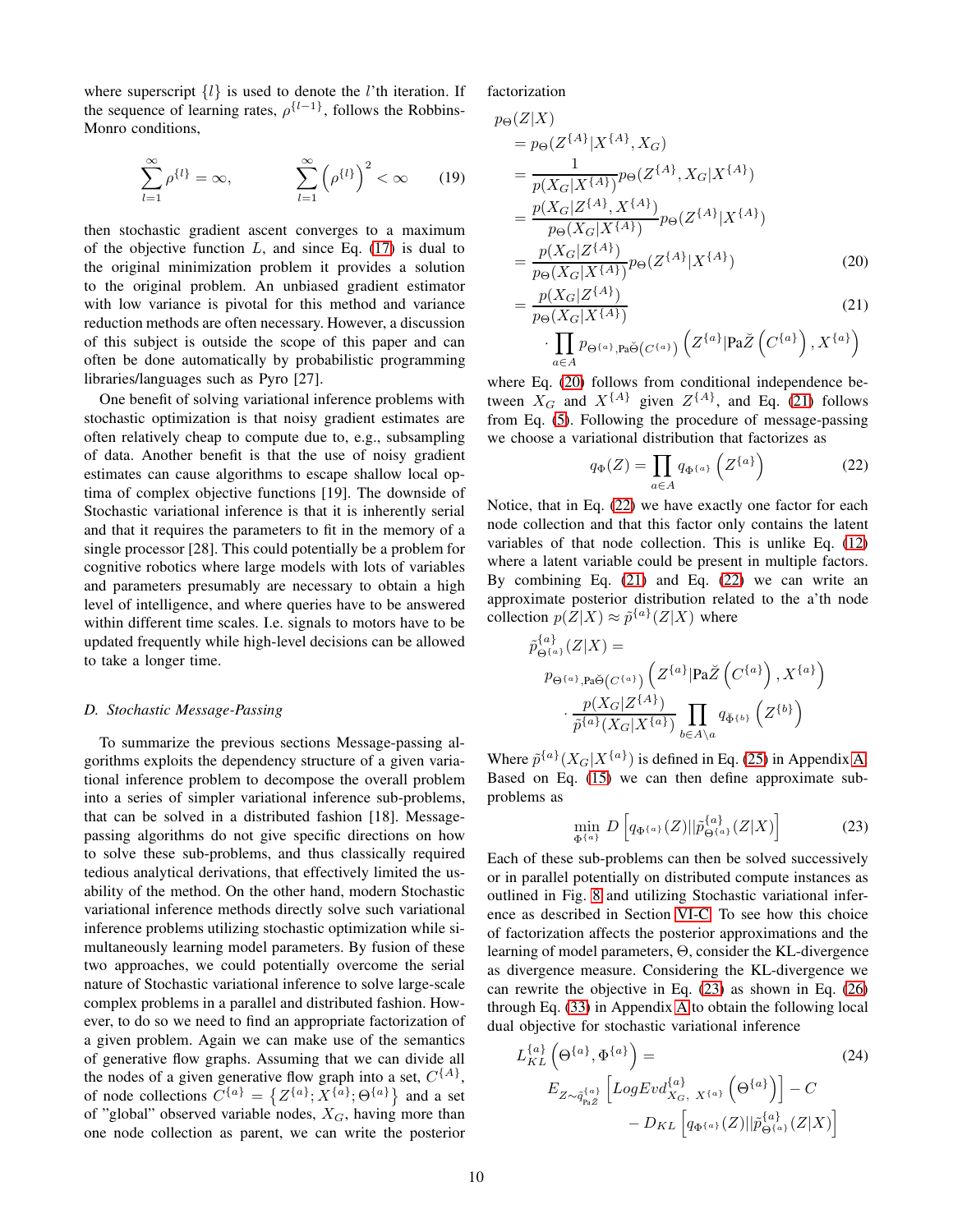where superscript $\{l\}$ is used to denote the $l$'th iteration. If the sequence of learning rates, $\rho^{\{l-1\}}$, follows the Robbins-Monro conditions,

$$\sum_{l=1}^{\infty} \rho^{\{l\}} = \infty, \qquad \sum_{l=1}^{\infty} \left(\rho^{\{l\}}\right)^2 < \infty \tag{19}$$

then stochastic gradient ascent converges to a maximum of the objective function $L$, and since Eq. (17) is dual to the original minimization problem it provides a solution to the original problem. An unbiased gradient estimator with low variance is pivotal for this method and variance reduction methods are often necessary. However, a discussion of this subject is outside the scope of this paper and can often be done automatically by probabilistic programming libraries/languages such as Pyro [27].

One benefit of solving variational inference problems with stochastic optimization is that noisy gradient estimates are often relatively cheap to compute due to, e.g., subsampling of data. Another benefit is that the use of noisy gradient estimates can cause algorithms to escape shallow local optima of complex objective functions [19]. The downside of Stochastic variational inference is that it is inherently serial and that it requires the parameters to fit in the memory of a single processor [28]. This could potentially be a problem for cognitive robotics where large models with lots of variables and parameters presumably are necessary to obtain a high level of intelligence, and where queries have to be answered within different time scales. I.e. signals to motors have to be updated frequently while high-level decisions can be allowed to take a longer time.

### D. Stochastic Message-Passing

To summarize the previous sections Message-passing algorithms exploits the dependency structure of a given variational inference problem to decompose the overall problem into a series of simpler variational inference sub-problems, that can be solved in a distributed fashion [18]. Message-passing algorithms do not give specific directions on how to solve these sub-problems, and thus classically required tedious analytical derivations, that effectively limited the usability of the method. On the other hand, modern Stochastic variational inference methods directly solve such variational inference problems utilizing stochastic optimization while simultaneously learning model parameters. By fusion of these two approaches, we could potentially overcome the serial nature of Stochastic variational inference to solve large-scale complex problems in a parallel and distributed fashion. However, to do so we need to find an appropriate factorization of a given problem. Again we can make use of the semantics of generative flow graphs. Assuming that we can divide all the nodes of a given generative flow graph into a set, $C^{\{A\}}$, of node collections $C^{\{a\}} = \left\{Z^{\{a\}}; X^{\{a\}}; \Theta^{\{a\}}\right\}$ and a set of "global" observed variable nodes, $X_G$, having more than one node collection as parent, we can write the posterior factorization

$$\begin{aligned}
p_\Theta(Z|X) &= p_\Theta(Z^{\{A\}}|X^{\{A\}}, X_G) \\
&= \frac{1}{p(X_G|X^{\{A\}})} p_\Theta(Z^{\{A\}}, X_G|X^{\{A\}}) \\
&= \frac{p(X_G|Z^{\{A\}}, X^{\{A\}})}{p_\Theta(X_G|X^{\{A\}})} p_\Theta(Z^{\{A\}}|X^{\{A\}}) \\
&= \frac{p(X_G|Z^{\{A\}})}{p_\Theta(X_G|X^{\{A\}})} p_\Theta(Z^{\{A\}}|X^{\{A\}}) \qquad (20) \\
&= \frac{p(X_G|Z^{\{A\}})}{p_\Theta(X_G|X^{\{A\}})} \qquad (21) \\
&\quad \cdot \prod_{a \in A} p_{\Theta^{\{a\}}, \mathrm{Pa}\breve{\Theta}\left(C^{\{a\}}\right)}\left(Z^{\{a\}}|\mathrm{Pa}\breve{Z}\left(C^{\{a\}}\right), X^{\{a\}}\right)
\end{aligned}$$

where Eq. (20) follows from conditional independence between $X_G$ and $X^{\{A\}}$ given $Z^{\{A\}}$, and Eq. (21) follows from Eq. (5). Following the procedure of message-passing we choose a variational distribution that factorizes as

$$q_\Phi(Z) = \prod_{a \in A} q_{\Phi^{\{a\}}}\left(Z^{\{a\}}\right) \tag{22}$$

Notice, that in Eq. (22) we have exactly one factor for each node collection and that this factor only contains the latent variables of that node collection. This is unlike Eq. (12) where a latent variable could be present in multiple factors. By combining Eq. (21) and Eq. (22) we can write an approximate posterior distribution related to the a'th node collection $p(Z|X) \approx \tilde{p}^{\{a\}}(Z|X)$ where

$$\begin{aligned}
\tilde{p}^{\{a\}}_{\Theta^{\{a\}}}(Z|X) = \\
p_{\Theta^{\{a\}}, \mathrm{Pa}\breve{\Theta}\left(C^{\{a\}}\right)}&\left(Z^{\{a\}}|\mathrm{Pa}\breve{Z}\left(C^{\{a\}}\right), X^{\{a\}}\right) \\
&\cdot \frac{p(X_G|Z^{\{A\}})}{\tilde{p}^{\{a\}}(X_G|X^{\{a\}})} \prod_{b \in A \setminus a} q_{\tilde{\Phi}^{\{b\}}}\left(Z^{\{b\}}\right)
\end{aligned}$$

Where $\tilde{p}^{\{a\}}(X_G|X^{\{a\}})$ is defined in Eq. (25) in Appendix A. Based on Eq. (15) we can then define approximate sub-problems as

$$\min_{\Phi^{\{a\}}} D\left[q_{\Phi^{\{a\}}}(Z)||\tilde{p}^{\{a\}}_{\Theta^{\{a\}}}(Z|X)\right] \tag{23}$$

Each of these sub-problems can then be solved successively or in parallel potentially on distributed compute instances as outlined in Fig. 8 and utilizing Stochastic variational inference as described in Section VI-C. To see how this choice of factorization affects the posterior approximations and the learning of model parameters, $\Theta$, consider the KL-divergence as divergence measure. Considering the KL-divergence we can rewrite the objective in Eq. (23) as shown in Eq. (26) through Eq. (33) in Appendix A to obtain the following local dual objective for stochastic variational inference

$$\begin{aligned}
L^{\{a\}}_{KL}&\left(\Theta^{\{a\}}, \Phi^{\{a\}}\right) = \qquad (24) \\
&E_{Z \sim \tilde{q}^{\{a\}}_{\mathrm{Pa}\breve{Z}}}\left[LogEvd^{\{a\}}_{X_G,\ X^{\{a\}}}\left(\Theta^{\{a\}}\right)\right] - C \\
&\qquad - D_{KL}\left[q_{\Phi^{\{a\}}}(Z)||\tilde{p}^{\{a\}}_{\Theta^{\{a\}}}(Z|X)\right]
\end{aligned}$$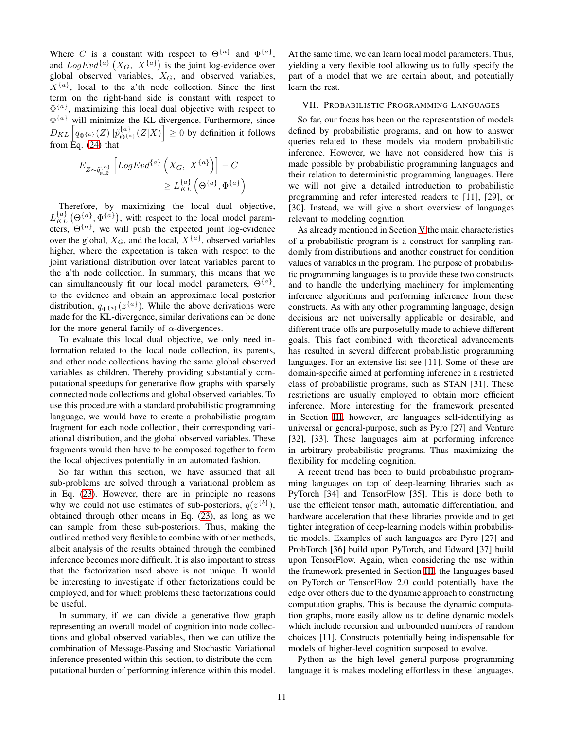Where $C$ is a constant with respect to $\Theta^{\{a\}}$ and $\Phi^{\{a\}}$, and $LogEvd^{\{a\}}\left(X_G,\ X^{\{a\}}\right)$ is the joint log-evidence over global observed variables, $X_G$, and observed variables, $X^{\{a\}}$, local to the a'th node collection. Since the first term on the right-hand side is constant with respect to $\Phi^{\{a\}}$, maximizing this local dual objective with respect to $\Phi^{\{a\}}$ will minimize the KL-divergence. Furthermore, since $D_{KL}\left[q_{\Phi^{\{a\}}}(Z)||\tilde{p}^{\{a\}}_{\Theta^{\{a\}}}(Z|X)\right] \geq 0$ by definition it follows from Eq. (24) that

$$E_{Z\sim\tilde{q}^{\{a\}}_{\mathrm{Pa}\tilde{Z}}}\left[LogEvd^{\{a\}}\left(X_G,\ X^{\{a\}}\right)\right] - C \geq L^{\{a\}}_{KL}\left(\Theta^{\{a\}}, \Phi^{\{a\}}\right)$$

Therefore, by maximizing the local dual objective, $L^{\{a\}}_{KL}\left(\Theta^{\{a\}}, \Phi^{\{a\}}\right)$, with respect to the local model parameters, $\Theta^{\{a\}}$, we will push the expected joint log-evidence over the global, $X_G$, and the local, $X^{\{a\}}$, observed variables higher, where the expectation is taken with respect to the joint variational distribution over latent variables parent to the a'th node collection. In summary, this means that we can simultaneously fit our local model parameters, $\Theta^{\{a\}}$, to the evidence and obtain an approximate local posterior distribution, $q_{\Phi^{\{a\}}}(z^{\{a\}})$. While the above derivations were made for the KL-divergence, similar derivations can be done for the more general family of $\alpha$-divergences.

To evaluate this local dual objective, we only need information related to the local node collection, its parents, and other node collections having the same global observed variables as children. Thereby providing substantially computational speedups for generative flow graphs with sparsely connected node collections and global observed variables. To use this procedure with a standard probabilistic programming language, we would have to create a probabilistic program fragment for each node collection, their corresponding variational distribution, and the global observed variables. These fragments would then have to be composed together to form the local objectives potentially in an automated fashion.

So far within this section, we have assumed that all sub-problems are solved through a variational problem as in Eq. (23). However, there are in principle no reasons why we could not use estimates of sub-posteriors, $q(z^{\{b\}})$, obtained through other means in Eq. (23), as long as we can sample from these sub-posteriors. Thus, making the outlined method very flexible to combine with other methods, albeit analysis of the results obtained through the combined inference becomes more difficult. It is also important to stress that the factorization used above is not unique. It would be interesting to investigate if other factorizations could be employed, and for which problems these factorizations could be useful.

In summary, if we can divide a generative flow graph representing an overall model of cognition into node collections and global observed variables, then we can utilize the combination of Message-Passing and Stochastic Variational inference presented within this section, to distribute the computational burden of performing inference within this model. At the same time, we can learn local model parameters. Thus, yielding a very flexible tool allowing us to fully specify the part of a model that we are certain about, and potentially learn the rest.

## VII. Probabilistic Programming Languages

So far, our focus has been on the representation of models defined by probabilistic programs, and on how to answer queries related to these models via modern probabilistic inference. However, we have not considered how this is made possible by probabilistic programming languages and their relation to deterministic programming languages. Here we will not give a detailed introduction to probabilistic programming and refer interested readers to [11], [29], or [30]. Instead, we will give a short overview of languages relevant to modeling cognition.

As already mentioned in Section V the main characteristics of a probabilistic program is a construct for sampling randomly from distributions and another construct for condition values of variables in the program. The purpose of probabilistic programming languages is to provide these two constructs and to handle the underlying machinery for implementing inference algorithms and performing inference from these constructs. As with any other programming language, design decisions are not universally applicable or desirable, and different trade-offs are purposefully made to achieve different goals. This fact combined with theoretical advancements has resulted in several different probabilistic programming languages. For an extensive list see [11]. Some of these are domain-specific aimed at performing inference in a restricted class of probabilistic programs, such as STAN [31]. These restrictions are usually employed to obtain more efficient inference. More interesting for the framework presented in Section III, however, are languages self-identifying as universal or general-purpose, such as Pyro [27] and Venture [32], [33]. These languages aim at performing inference in arbitrary probabilistic programs. Thus maximizing the flexibility for modeling cognition.

A recent trend has been to build probabilistic programming languages on top of deep-learning libraries such as PyTorch [34] and TensorFlow [35]. This is done both to use the efficient tensor math, automatic differentiation, and hardware acceleration that these libraries provide and to get tighter integration of deep-learning models within probabilistic models. Examples of such languages are Pyro [27] and ProbTorch [36] build upon PyTorch, and Edward [37] build upon TensorFlow. Again, when considering the use within the framework presented in Section III, the languages based on PyTorch or TensorFlow 2.0 could potentially have the edge over others due to the dynamic approach to constructing computation graphs. This is because the dynamic computation graphs, more easily allow us to define dynamic models which include recursion and unbounded numbers of random choices [11]. Constructs potentially being indispensable for models of higher-level cognition supposed to evolve.

Python as the high-level general-purpose programming language it is makes modeling effortless in these languages.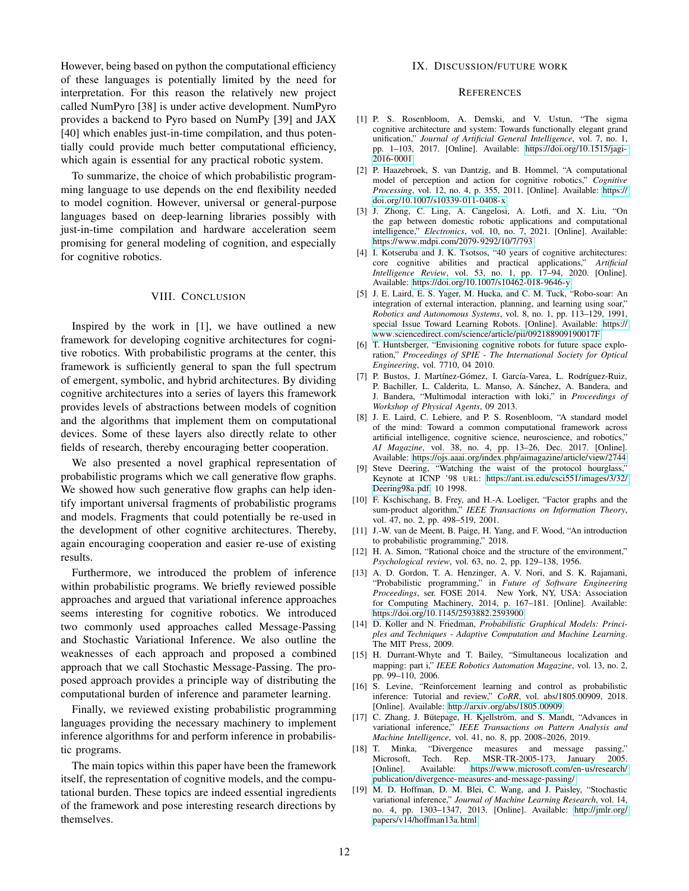However, being based on python the computational efficiency of these languages is potentially limited by the need for interpretation. For this reason the relatively new project called NumPyro [38] is under active development. NumPyro provides a backend to Pyro based on NumPy [39] and JAX [40] which enables just-in-time compilation, and thus potentially could provide much better computational efficiency, which again is essential for any practical robotic system.

To summarize, the choice of which probabilistic programming language to use depends on the end flexibility needed to model cognition. However, universal or general-purpose languages based on deep-learning libraries possibly with just-in-time compilation and hardware acceleration seem promising for general modeling of cognition, and especially for cognitive robotics.

## VIII. Conclusion

Inspired by the work in [1], we have outlined a new framework for developing cognitive architectures for cognitive robotics. With probabilistic programs at the center, this framework is sufficiently general to span the full spectrum of emergent, symbolic, and hybrid architectures. By dividing cognitive architectures into a series of layers this framework provides levels of abstractions between models of cognition and the algorithms that implement them on computational devices. Some of these layers also directly relate to other fields of research, thereby encouraging better cooperation.

We also presented a novel graphical representation of probabilistic programs which we call generative flow graphs. We showed how such generative flow graphs can help identify important universal fragments of probabilistic programs and models. Fragments that could potentially be re-used in the development of other cognitive architectures. Thereby, again encouraging cooperation and easier re-use of existing results.

Furthermore, we introduced the problem of inference within probabilistic programs. We briefly reviewed possible approaches and argued that variational inference approaches seems interesting for cognitive robotics. We introduced two commonly used approaches called Message-Passing and Stochastic Variational Inference. We also outline the weaknesses of each approach and proposed a combined approach that we call Stochastic Message-Passing. The proposed approach provides a principle way of distributing the computational burden of inference and parameter learning.

Finally, we reviewed existing probabilistic programming languages providing the necessary machinery to implement inference algorithms for and perform inference in probabilistic programs.

The main topics within this paper have been the framework itself, the representation of cognitive models, and the computational burden. These topics are indeed essential ingredients of the framework and pose interesting research directions by themselves.

## IX. Discussion/future work

## References

[1] P. S. Rosenbloom, A. Demski, and V. Ustun, "The sigma cognitive architecture and system: Towards functionally elegant grand unification," *Journal of Artificial General Intelligence*, vol. 7, no. 1, pp. 1–103, 2017. [Online]. Available: https://doi.org/10.1515/jagi-2016-0001

[2] P. Haazebroek, S. van Dantzig, and B. Hommel, "A computational model of perception and action for cognitive robotics," *Cognitive Processing*, vol. 12, no. 4, p. 355, 2011. [Online]. Available: https://doi.org/10.1007/s10339-011-0408-x

[3] J. Zhong, C. Ling, A. Cangelosi, A. Lotfi, and X. Liu, "On the gap between domestic robotic applications and computational intelligence," *Electronics*, vol. 10, no. 7, 2021. [Online]. Available: https://www.mdpi.com/2079-9292/10/7/793

[4] I. Kotseruba and J. K. Tsotsos, "40 years of cognitive architectures: core cognitive abilities and practical applications," *Artificial Intelligence Review*, vol. 53, no. 1, pp. 17–94, 2020. [Online]. Available: https://doi.org/10.1007/s10462-018-9646-y

[5] J. E. Laird, E. S. Yager, M. Hucka, and C. M. Tuck, "Robo-soar: An integration of external interaction, planning, and learning using soar," *Robotics and Autonomous Systems*, vol. 8, no. 1, pp. 113–129, 1991, special Issue Toward Learning Robots. [Online]. Available: https://www.sciencedirect.com/science/article/pii/092188909190017F

[6] T. Huntsberger, "Envisioning cognitive robots for future space exploration," *Proceedings of SPIE - The International Society for Optical Engineering*, vol. 7710, 04 2010.

[7] P. Bustos, J. Martínez-Gómez, I. García-Varea, L. Rodríguez-Ruiz, P. Bachiller, L. Calderita, L. Manso, A. Sánchez, A. Bandera, and J. Bandera, "Multimodal interaction with loki," in *Proceedings of Workshop of Physical Agents*, 09 2013.

[8] J. E. Laird, C. Lebiere, and P. S. Rosenbloom, "A standard model of the mind: Toward a common computational framework across artificial intelligence, cognitive science, neuroscience, and robotics," *AI Magazine*, vol. 38, no. 4, pp. 13–26, Dec. 2017. [Online]. Available: https://ojs.aaai.org/index.php/aimagazine/article/view/2744

[9] Steve Deering, "Watching the waist of the protocol hourglass," Keynote at ICNP '98 URL: https://ant.isi.edu/csci551/images/3/32/Deering98a.pdf, 10 1998.

[10] F. Kschischang, B. Frey, and H.-A. Loeliger, "Factor graphs and the sum-product algorithm," *IEEE Transactions on Information Theory*, vol. 47, no. 2, pp. 498–519, 2001.

[11] J.-W. van de Meent, B. Paige, H. Yang, and F. Wood, "An introduction to probabilistic programming," 2018.

[12] H. A. Simon, "Rational choice and the structure of the environment," *Psychological review*, vol. 63, no. 2, pp. 129–138, 1956.

[13] A. D. Gordon, T. A. Henzinger, A. V. Nori, and S. K. Rajamani, "Probabilistic programming," in *Future of Software Engineering Proceedings*, ser. FOSE 2014. New York, NY, USA: Association for Computing Machinery, 2014, p. 167–181. [Online]. Available: https://doi.org/10.1145/2593882.2593900

[14] D. Koller and N. Friedman, *Probabilistic Graphical Models: Principles and Techniques - Adaptive Computation and Machine Learning*. The MIT Press, 2009.

[15] H. Durrant-Whyte and T. Bailey, "Simultaneous localization and mapping: part i," *IEEE Robotics Automation Magazine*, vol. 13, no. 2, pp. 99–110, 2006.

[16] S. Levine, "Reinforcement learning and control as probabilistic inference: Tutorial and review," *CoRR*, vol. abs/1805.00909, 2018. [Online]. Available: http://arxiv.org/abs/1805.00909

[17] C. Zhang, J. Bütepage, H. Kjellström, and S. Mandt, "Advances in variational inference," *IEEE Transactions on Pattern Analysis and Machine Intelligence*, vol. 41, no. 8, pp. 2008–2026, 2019.

[18] T. Minka, "Divergence measures and message passing," Microsoft, Tech. Rep. MSR-TR-2005-173, January 2005. [Online]. Available: https://www.microsoft.com/en-us/research/publication/divergence-measures-and-message-passing/

[19] M. D. Hoffman, D. M. Blei, C. Wang, and J. Paisley, "Stochastic variational inference," *Journal of Machine Learning Research*, vol. 14, no. 4, pp. 1303–1347, 2013. [Online]. Available: http://jmlr.org/papers/v14/hoffman13a.html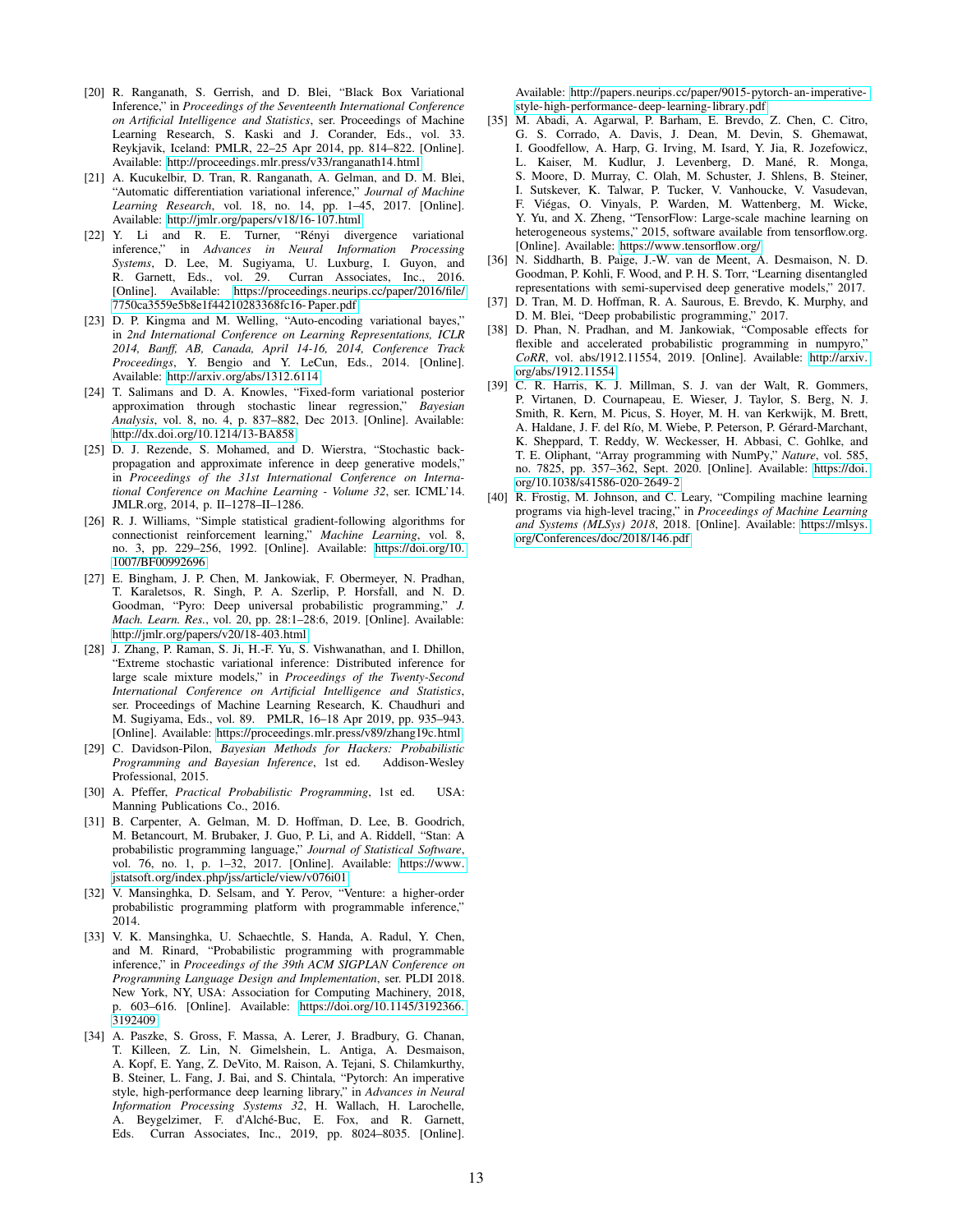[20] R. Ranganath, S. Gerrish, and D. Blei, "Black Box Variational Inference," in *Proceedings of the Seventeenth International Conference on Artificial Intelligence and Statistics*, ser. Proceedings of Machine Learning Research, S. Kaski and J. Corander, Eds., vol. 33. Reykjavik, Iceland: PMLR, 22–25 Apr 2014, pp. 814–822. [Online]. Available: http://proceedings.mlr.press/v33/ranganath14.html

[21] A. Kucukelbir, D. Tran, R. Ranganath, A. Gelman, and D. M. Blei, "Automatic differentiation variational inference," *Journal of Machine Learning Research*, vol. 18, no. 14, pp. 1–45, 2017. [Online]. Available: http://jmlr.org/papers/v18/16-107.html

[22] Y. Li and R. E. Turner, "Rényi divergence variational inference," in *Advances in Neural Information Processing Systems*, D. Lee, M. Sugiyama, U. Luxburg, I. Guyon, and R. Garnett, Eds., vol. 29. Curran Associates, Inc., 2016. [Online]. Available: https://proceedings.neurips.cc/paper/2016/file/7750ca3559e5b8e1f44210283368fc16-Paper.pdf

[23] D. P. Kingma and M. Welling, "Auto-encoding variational bayes," in *2nd International Conference on Learning Representations, ICLR 2014, Banff, AB, Canada, April 14-16, 2014, Conference Track Proceedings*, Y. Bengio and Y. LeCun, Eds., 2014. [Online]. Available: http://arxiv.org/abs/1312.6114

[24] T. Salimans and D. A. Knowles, "Fixed-form variational posterior approximation through stochastic linear regression," *Bayesian Analysis*, vol. 8, no. 4, p. 837–882, Dec 2013. [Online]. Available: http://dx.doi.org/10.1214/13-BA858

[25] D. J. Rezende, S. Mohamed, and D. Wierstra, "Stochastic backpropagation and approximate inference in deep generative models," in *Proceedings of the 31st International Conference on International Conference on Machine Learning - Volume 32*, ser. ICML'14. JMLR.org, 2014, p. II–1278–II–1286.

[26] R. J. Williams, "Simple statistical gradient-following algorithms for connectionist reinforcement learning," *Machine Learning*, vol. 8, no. 3, pp. 229–256, 1992. [Online]. Available: https://doi.org/10.1007/BF00992696

[27] E. Bingham, J. P. Chen, M. Jankowiak, F. Obermeyer, N. Pradhan, T. Karaletsos, R. Singh, P. A. Szerlip, P. Horsfall, and N. D. Goodman, "Pyro: Deep universal probabilistic programming," *J. Mach. Learn. Res.*, vol. 20, pp. 28:1–28:6, 2019. [Online]. Available: http://jmlr.org/papers/v20/18-403.html

[28] J. Zhang, P. Raman, S. Ji, H.-F. Yu, S. Vishwanathan, and I. Dhillon, "Extreme stochastic variational inference: Distributed inference for large scale mixture models," in *Proceedings of the Twenty-Second International Conference on Artificial Intelligence and Statistics*, ser. Proceedings of Machine Learning Research, K. Chaudhuri and M. Sugiyama, Eds., vol. 89. PMLR, 16–18 Apr 2019, pp. 935–943. [Online]. Available: https://proceedings.mlr.press/v89/zhang19c.html

[29] C. Davidson-Pilon, *Bayesian Methods for Hackers: Probabilistic Programming and Bayesian Inference*, 1st ed. Addison-Wesley Professional, 2015.

[30] A. Pfeffer, *Practical Probabilistic Programming*, 1st ed. USA: Manning Publications Co., 2016.

[31] B. Carpenter, A. Gelman, M. D. Hoffman, D. Lee, B. Goodrich, M. Betancourt, M. Brubaker, J. Guo, P. Li, and A. Riddell, "Stan: A probabilistic programming language," *Journal of Statistical Software*, vol. 76, no. 1, p. 1–32, 2017. [Online]. Available: https://www.jstatsoft.org/index.php/jss/article/view/v076i01

[32] V. Mansinghka, D. Selsam, and Y. Perov, "Venture: a higher-order probabilistic programming platform with programmable inference," 2014.

[33] V. K. Mansinghka, U. Schaechtle, S. Handa, A. Radul, Y. Chen, and M. Rinard, "Probabilistic programming with programmable inference," in *Proceedings of the 39th ACM SIGPLAN Conference on Programming Language Design and Implementation*, ser. PLDI 2018. New York, NY, USA: Association for Computing Machinery, 2018, p. 603–616. [Online]. Available: https://doi.org/10.1145/3192366.3192409

[34] A. Paszke, S. Gross, F. Massa, A. Lerer, J. Bradbury, G. Chanan, T. Killeen, Z. Lin, N. Gimelshein, L. Antiga, A. Desmaison, A. Kopf, E. Yang, Z. DeVito, M. Raison, A. Tejani, S. Chilamkurthy, B. Steiner, L. Fang, J. Bai, and S. Chintala, "Pytorch: An imperative style, high-performance deep learning library," in *Advances in Neural Information Processing Systems 32*, H. Wallach, H. Larochelle, A. Beygelzimer, F. d'Alché-Buc, E. Fox, and R. Garnett, Eds. Curran Associates, Inc., 2019, pp. 8024–8035. [Online]. Available: http://papers.neurips.cc/paper/9015-pytorch-an-imperative-style-high-performance-deep-learning-library.pdf

[35] M. Abadi, A. Agarwal, P. Barham, E. Brevdo, Z. Chen, C. Citro, G. S. Corrado, A. Davis, J. Dean, M. Devin, S. Ghemawat, I. Goodfellow, A. Harp, G. Irving, M. Isard, Y. Jia, R. Jozefowicz, L. Kaiser, M. Kudlur, J. Levenberg, D. Mané, R. Monga, S. Moore, D. Murray, C. Olah, M. Schuster, J. Shlens, B. Steiner, I. Sutskever, K. Talwar, P. Tucker, V. Vanhoucke, V. Vasudevan, F. Viégas, O. Vinyals, P. Warden, M. Wattenberg, M. Wicke, Y. Yu, and X. Zheng, "TensorFlow: Large-scale machine learning on heterogeneous systems," 2015, software available from tensorflow.org. [Online]. Available: https://www.tensorflow.org/

[36] N. Siddharth, B. Paige, J.-W. van de Meent, A. Desmaison, N. D. Goodman, P. Kohli, F. Wood, and P. H. S. Torr, "Learning disentangled representations with semi-supervised deep generative models," 2017.

[37] D. Tran, M. D. Hoffman, R. A. Saurous, E. Brevdo, K. Murphy, and D. M. Blei, "Deep probabilistic programming," 2017.

[38] D. Phan, N. Pradhan, and M. Jankowiak, "Composable effects for flexible and accelerated probabilistic programming in numpyro," *CoRR*, vol. abs/1912.11554, 2019. [Online]. Available: http://arxiv.org/abs/1912.11554

[39] C. R. Harris, K. J. Millman, S. J. van der Walt, R. Gommers, P. Virtanen, D. Cournapeau, E. Wieser, J. Taylor, S. Berg, N. J. Smith, R. Kern, M. Picus, S. Hoyer, M. H. van Kerkwijk, M. Brett, A. Haldane, J. F. del Río, M. Wiebe, P. Peterson, P. Gérard-Marchant, K. Sheppard, T. Reddy, W. Weckesser, H. Abbasi, C. Gohlke, and T. E. Oliphant, "Array programming with NumPy," *Nature*, vol. 585, no. 7825, pp. 357–362, Sept. 2020. [Online]. Available: https://doi.org/10.1038/s41586-020-2649-2

[40] R. Frostig, M. Johnson, and C. Leary, "Compiling machine learning programs via high-level tracing," in *Proceedings of Machine Learning and Systems (MLSys) 2018*, 2018. [Online]. Available: https://mlsys.org/Conferences/doc/2018/146.pdf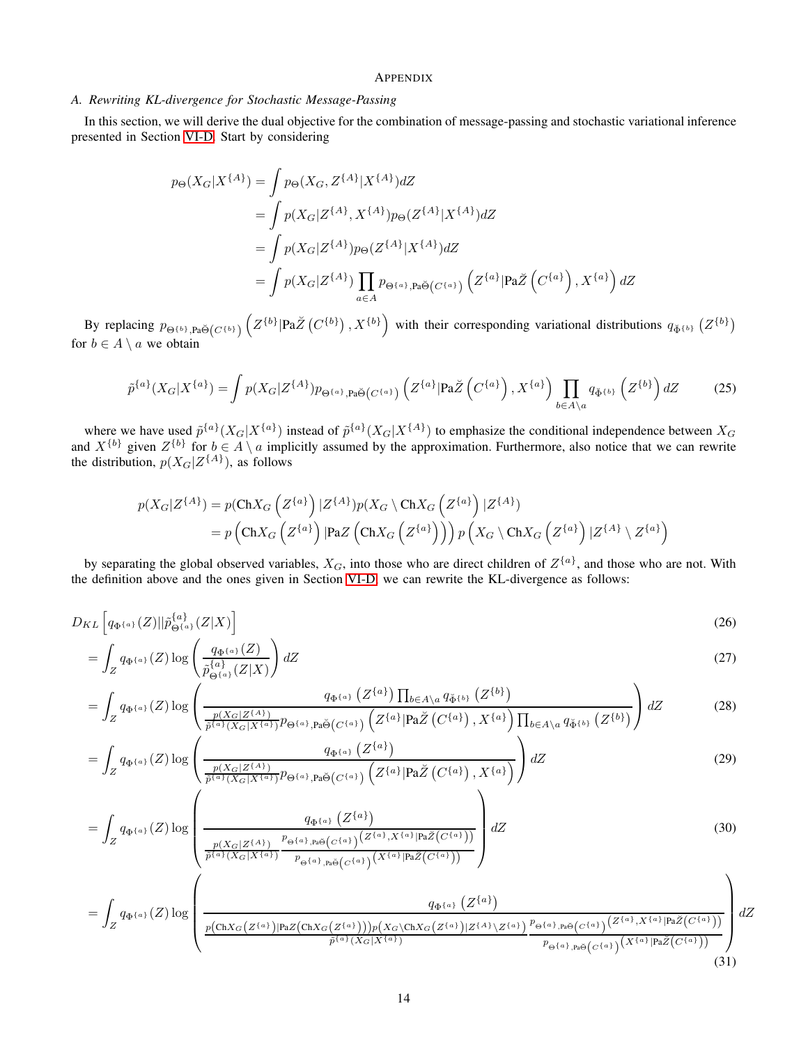# Appendix

## A. Rewriting KL-divergence for Stochastic Message-Passing

In this section, we will derive the dual objective for the combination of message-passing and stochastic variational inference presented in Section VI-D. Start by considering

$$
\begin{aligned}
p_\Theta(X_G|X^{\{A\}}) &= \int p_\Theta(X_G, Z^{\{A\}}|X^{\{A\}})dZ \\
&= \int p(X_G|Z^{\{A\}}, X^{\{A\}})p_\Theta(Z^{\{A\}}|X^{\{A\}})dZ \\
&= \int p(X_G|Z^{\{A\}})p_\Theta(Z^{\{A\}}|X^{\{A\}})dZ \\
&= \int p(X_G|Z^{\{A\}}) \prod_{a\in A} p_{\Theta^{\{a\}},\mathrm{Pa}\breve{\Theta}\left(C^{\{a\}}\right)}\left(Z^{\{a\}}|\mathrm{Pa}\breve{Z}\left(C^{\{a\}}\right), X^{\{a\}}\right)dZ
\end{aligned}
$$

By replacing $p_{\Theta^{\{b\}},\mathrm{Pa}\breve{\Theta}\left(C^{\{b\}}\right)}\left(Z^{\{b\}}|\mathrm{Pa}\breve{Z}\left(C^{\{b\}}\right), X^{\{b\}}\right)$ with their corresponding variational distributions $q_{\breve{\Phi}^{\{b\}}}\left(Z^{\{b\}}\right)$ for $b \in A \setminus a$ we obtain

$$
\tilde{p}^{\{a\}}(X_G|X^{\{a\}}) = \int p(X_G|Z^{\{A\}})p_{\Theta^{\{a\}},\mathrm{Pa}\breve{\Theta}\left(C^{\{a\}}\right)}\left(Z^{\{a\}}|\mathrm{Pa}\breve{Z}\left(C^{\{a\}}\right), X^{\{a\}}\right)\prod_{b\in A\setminus a} q_{\breve{\Phi}^{\{b\}}}\left(Z^{\{b\}}\right)dZ \tag{25}
$$

where we have used $\tilde{p}^{\{a\}}(X_G|X^{\{a\}})$ instead of $\tilde{p}^{\{a\}}(X_G|X^{\{A\}})$ to emphasize the conditional independence between $X_G$ and $X^{\{b\}}$ given $Z^{\{b\}}$ for $b \in A \setminus a$ implicitly assumed by the approximation. Furthermore, also notice that we can rewrite the distribution, $p(X_G|Z^{\{A\}})$, as follows

$$
\begin{aligned}
p(X_G|Z^{\{A\}}) &= p(\mathrm{Ch}X_G\left(Z^{\{a\}}\right)|Z^{\{A\}})p(X_G \setminus \mathrm{Ch}X_G\left(Z^{\{a\}}\right)|Z^{\{A\}}) \\
&= p\left(\mathrm{Ch}X_G\left(Z^{\{a\}}\right)|\mathrm{Pa}Z\left(\mathrm{Ch}X_G\left(Z^{\{a\}}\right)\right)\right)p\left(X_G \setminus \mathrm{Ch}X_G\left(Z^{\{a\}}\right)|Z^{\{A\}} \setminus Z^{\{a\}}\right)
\end{aligned}
$$

by separating the global observed variables, $X_G$, into those who are direct children of $Z^{\{a\}}$, and those who are not. With the definition above and the ones given in Section VI-D, we can rewrite the KL-divergence as follows:

$$
D_{KL}\left[q_{\Phi^{\{a\}}}(Z)||\tilde{p}^{\{a\}}_{\Theta^{\{a\}}}(Z|X)\right] \tag{26}
$$

$$
= \int_Z q_{\Phi^{\{a\}}}(Z)\log\left(\frac{q_{\Phi^{\{a\}}}(Z)}{\tilde{p}^{\{a\}}_{\Theta^{\{a\}}}(Z|X)}\right)dZ \tag{27}
$$

$$
= \int_Z q_{\Phi^{\{a\}}}(Z)\log\left(\frac{q_{\Phi^{\{a\}}}\left(Z^{\{a\}}\right)\prod_{b\in A\setminus a} q_{\breve{\Phi}^{\{b\}}}\left(Z^{\{b\}}\right)}{\frac{p(X_G|Z^{\{A\}})}{\tilde{p}^{\{a\}}(X_G|X^{\{a\}})}p_{\Theta^{\{a\}},\mathrm{Pa}\breve{\Theta}\left(C^{\{a\}}\right)}\left(Z^{\{a\}}|\mathrm{Pa}\breve{Z}\left(C^{\{a\}}\right), X^{\{a\}}\right)\prod_{b\in A\setminus a} q_{\breve{\Phi}^{\{b\}}}\left(Z^{\{b\}}\right)}\right)dZ \tag{28}
$$

$$
= \int_Z q_{\Phi^{\{a\}}}(Z)\log\left(\frac{q_{\Phi^{\{a\}}}\left(Z^{\{a\}}\right)}{\frac{p(X_G|Z^{\{A\}})}{\tilde{p}^{\{a\}}(X_G|X^{\{a\}})}p_{\Theta^{\{a\}},\mathrm{Pa}\breve{\Theta}\left(C^{\{a\}}\right)}\left(Z^{\{a\}}|\mathrm{Pa}\breve{Z}\left(C^{\{a\}}\right), X^{\{a\}}\right)}\right)dZ \tag{29}
$$

$$
= \int_Z q_{\Phi^{\{a\}}}(Z)\log\left(\frac{q_{\Phi^{\{a\}}}\left(Z^{\{a\}}\right)}{\frac{p(X_G|Z^{\{A\}})}{\tilde{p}^{\{a\}}(X_G|X^{\{a\}})}\frac{p_{\Theta^{\{a\}},\mathrm{Pa}\breve{\Theta}\left(C^{\{a\}}\right)}\left(Z^{\{a\}}, X^{\{a\}}|\mathrm{Pa}\breve{Z}\left(C^{\{a\}}\right)\right)}{p_{\Theta^{\{a\}},\mathrm{Pa}\breve{\Theta}\left(C^{\{a\}}\right)}\left(X^{\{a\}}|\mathrm{Pa}\breve{Z}\left(C^{\{a\}}\right)\right)}}\right)dZ \tag{30}
$$

$$
= \int_Z q_{\Phi^{\{a\}}}(Z)\log\left(\frac{q_{\Phi^{\{a\}}}\left(Z^{\{a\}}\right)}{\frac{p\left(\mathrm{Ch}X_G\left(Z^{\{a\}}\right)|\mathrm{Pa}Z\left(\mathrm{Ch}X_G\left(Z^{\{a\}}\right)\right)\right)p\left(X_G\setminus\mathrm{Ch}X_G\left(Z^{\{a\}}\right)|Z^{\{A\}}\setminus Z^{\{a\}}\right)}{\tilde{p}^{\{a\}}(X_G|X^{\{a\}})}\frac{p_{\Theta^{\{a\}},\mathrm{Pa}\breve{\Theta}\left(C^{\{a\}}\right)}\left(Z^{\{a\}}, X^{\{a\}}|\mathrm{Pa}\breve{Z}\left(C^{\{a\}}\right)\right)}{p_{\Theta^{\{a\}},\mathrm{Pa}\breve{\Theta}\left(C^{\{a\}}\right)}\left(X^{\{a\}}|\mathrm{Pa}\breve{Z}\left(C^{\{a\}}\right)\right)}}\right)dZ \tag{31}
$$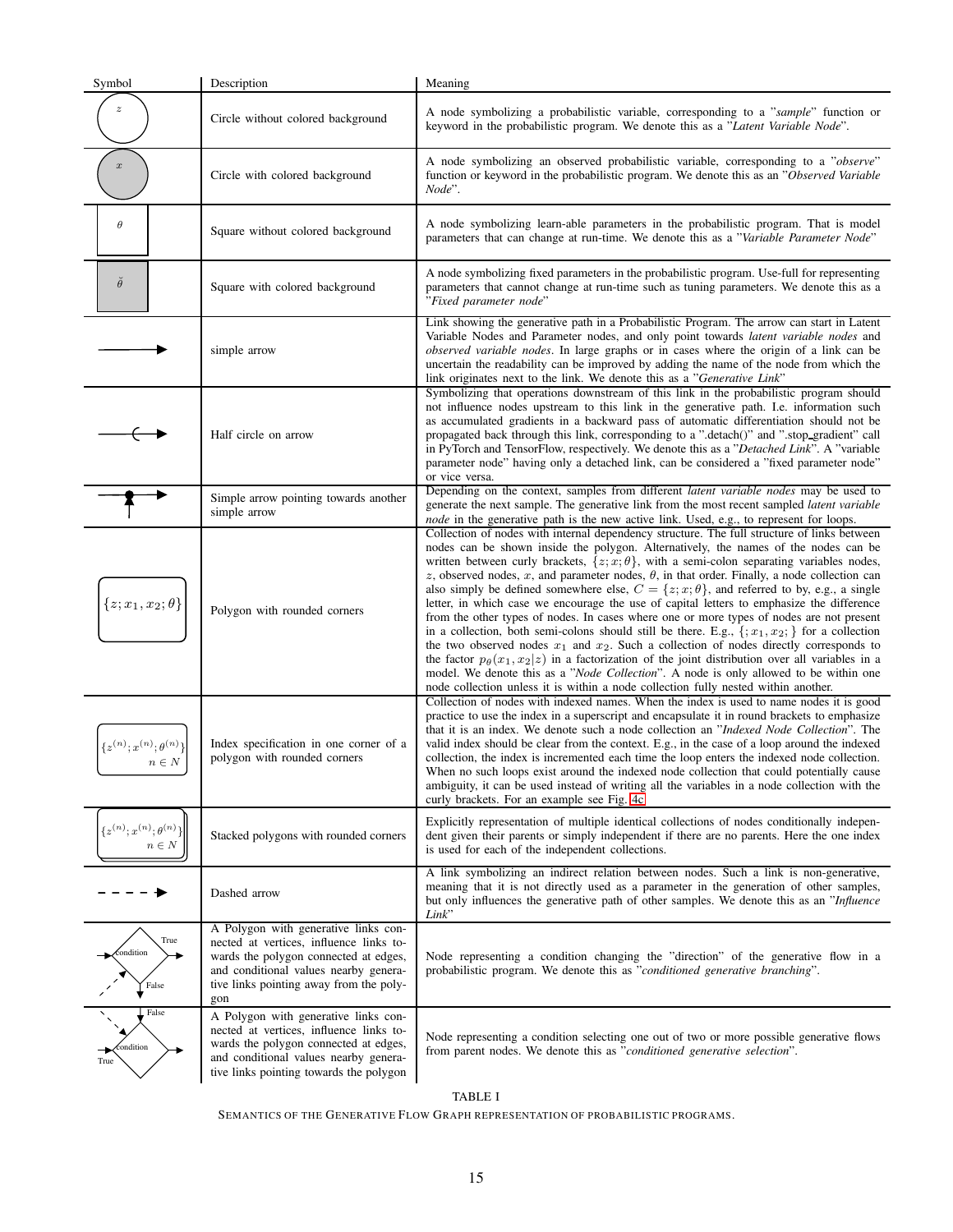| Symbol | Description | Meaning |
|---|---|---|
| $z$ | Circle without colored background | A node symbolizing a probabilistic variable, corresponding to a "*sample*" function or keyword in the probabilistic program. We denote this as a "*Latent Variable Node*". |
| $x$ | Circle with colored background | A node symbolizing an observed probabilistic variable, corresponding to a "*observe*" function or keyword in the probabilistic program. We denote this as an "*Observed Variable Node*". |
| $\theta$ | Square without colored background | A node symbolizing learn-able parameters in the probabilistic program. That is model parameters that can change at run-time. We denote this as a "*Variable Parameter Node*" |
| $\breve{\theta}$ | Square with colored background | A node symbolizing fixed parameters in the probabilistic program. Use-full for representing parameters that cannot change at run-time such as tuning parameters. We denote this as a "*Fixed parameter node*" |
| | simple arrow | Link showing the generative path in a Probabilistic Program. The arrow can start in Latent Variable Nodes and Parameter nodes, and only point towards *latent variable nodes* and *observed variable nodes*. In large graphs or in cases where the origin of a link can be uncertain the readability can be improved by adding the name of the node from which the link originates next to the link. We denote this as a "*Generative Link*" |
| | Half circle on arrow | Symbolizing that operations downstream of this link in the probabilistic program should not influence nodes upstream to this link in the generative path. I.e. information such as accumulated gradients in a backward pass of automatic differentiation should not be propagated back through this link, corresponding to a ".detach()" and ".stop_gradient" call in PyTorch and TensorFlow, respectively. We denote this as a "*Detached Link*". A "variable parameter node" having only a detached link, can be considered a "fixed parameter node" or vice versa. |
| | Simple arrow pointing towards another simple arrow | Depending on the context, samples from different *latent variable nodes* may be used to generate the next sample. The generative link from the most recent sampled *latent variable node* in the generative path is the new active link. Used, e.g., to represent for loops. |
| $\{z; x_1, x_2; \theta\}$ | Polygon with rounded corners | Collection of nodes with internal dependency structure. The full structure of links between nodes can be shown inside the polygon. Alternatively, the names of the nodes can be written between curly brackets, $\{z; x; \theta\}$, with a semi-colon separating variables nodes, $z$, observed nodes, $x$, and parameter nodes, $\theta$, in that order. Finally, a node collection can also simply be defined somewhere else, $C = \{z; x; \theta\}$, and referred to by, e.g., a single letter, in which case we encourage the use of capital letters to emphasize the difference from the other types of nodes. In cases where one or more types of nodes are not present in a collection, both semi-colons should still be there. E.g., $\{; x_1, x_2; \}$ for a collection the two observed nodes $x_1$ and $x_2$. Such a collection of nodes directly corresponds to the factor $p_\theta(x_1, x_2 \vert z)$ in a factorization of the joint distribution over all variables in a model. We denote this as a "*Node Collection*". A node is only allowed to be within one node collection unless it is within a node collection fully nested within another. |
| $\{z^{(n)}; x^{(n)}; \theta^{(n)}\}$ $n \in N$ | Index specification in one corner of a polygon with rounded corners | Collection of nodes with indexed names. When the index is used to name nodes it is good practice to use the index in a superscript and encapsulate it in round brackets to emphasize that it is an index. We denote such a node collection an "*Indexed Node Collection*". The valid index should be clear from the context. E.g., in the case of a loop around the indexed collection, the index is incremented each time the loop enters the indexed node collection. When no such loops exist around the indexed node collection that could potentially cause ambiguity, it can be used instead of writing all the variables in a node collection with the curly brackets. For an example see Fig. 4c |
| $\{z^{(n)}; x^{(n)}; \theta^{(n)}\}$ $n \in N$ | Stacked polygons with rounded corners | Explicitly representation of multiple identical collections of nodes conditionally independent given their parents or simply independent if there are no parents. Here the one index is used for each of the independent collections. |
| | Dashed arrow | A link symbolizing an indirect relation between nodes. Such a link is non-generative, meaning that it is not directly used as a parameter in the generation of other samples, but only influences the generative path of other samples. We denote this as an "*Influence Link*" |
| condition / True / False | A Polygon with generative links connected at vertices, influence links towards the polygon connected at edges, and conditional values nearby generative links pointing away from the polygon | Node representing a condition changing the "direction" of the generative flow in a probabilistic program. We denote this as "*conditioned generative branching*". |
| condition / True / False | A Polygon with generative links connected at vertices, influence links towards the polygon connected at edges, and conditional values nearby generative links pointing towards the polygon | Node representing a condition selecting one out of two or more possible generative flows from parent nodes. We denote this as "*conditioned generative selection*". |

TABLE I

SEMANTICS OF THE GENERATIVE FLOW GRAPH REPRESENTATION OF PROBABILISTIC PROGRAMS.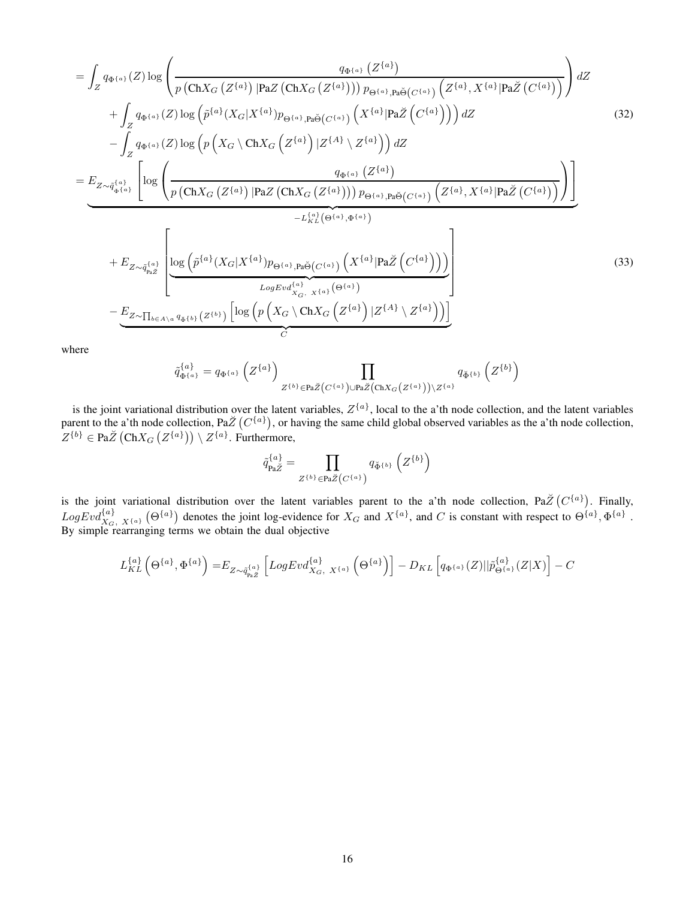$$
\begin{aligned}
&= \int_Z q_{\Phi^{\{a\}}}(Z) \log \left( \frac{q_{\Phi^{\{a\}}}\left(Z^{\{a\}}\right)}{p\left(\text{Ch}X_G\left(Z^{\{a\}}\right)|\text{Pa}Z\left(\text{Ch}X_G\left(Z^{\{a\}}\right)\right)\right) p_{\Theta^{\{a\}},\text{Pa}\breve{\Theta}\left(C^{\{a\}}\right)}\left(Z^{\{a\}}, X^{\{a\}}|\text{Pa}\breve{Z}\left(C^{\{a\}}\right)\right)} \right) dZ \\
&\quad + \int_Z q_{\Phi^{\{a\}}}(Z) \log\left(\tilde{p}^{\{a\}}(X_G|X^{\{a\}}) p_{\Theta^{\{a\}},\text{Pa}\breve{\Theta}\left(C^{\{a\}}\right)}\left(X^{\{a\}}|\text{Pa}\breve{Z}\left(C^{\{a\}}\right)\right)\right) dZ \\
&\quad - \int_Z q_{\Phi^{\{a\}}}(Z) \log\left(p\left(X_G \setminus \text{Ch}X_G\left(Z^{\{a\}}\right)|Z^{\{A\}} \setminus Z^{\{a\}}\right)\right) dZ
\end{aligned}
\tag{32}
$$

$$
\begin{aligned}
&= \underbrace{E_{Z\sim\tilde{q}^{\{a\}}_{\Phi^{\{a\}}}}\left[\log\left(\frac{q_{\Phi^{\{a\}}}\left(Z^{\{a\}}\right)}{p\left(\text{Ch}X_G\left(Z^{\{a\}}\right)|\text{Pa}Z\left(\text{Ch}X_G\left(Z^{\{a\}}\right)\right)\right) p_{\Theta^{\{a\}},\text{Pa}\breve{\Theta}\left(C^{\{a\}}\right)}\left(Z^{\{a\}}, X^{\{a\}}|\text{Pa}\breve{Z}\left(C^{\{a\}}\right)\right)}\right)\right]}_{-L^{\{a\}}_{KL}\left(\Theta^{\{a\}},\Phi^{\{a\}}\right)} \\
&\quad + E_{Z\sim\tilde{q}^{\{a\}}_{\text{Pa}\breve{Z}}}\left[\underbrace{\log\left(\tilde{p}^{\{a\}}(X_G|X^{\{a\}}) p_{\Theta^{\{a\}},\text{Pa}\breve{\Theta}\left(C^{\{a\}}\right)}\left(X^{\{a\}}|\text{Pa}\breve{Z}\left(C^{\{a\}}\right)\right)\right)}_{LogEvd^{\{a\}}_{X_G,\ X^{\{a\}}}\left(\Theta^{\{a\}}\right)}\right] \\
&\quad - \underbrace{E_{Z\sim\prod_{b\in A\setminus a} q_{\breve{\Phi}^{\{b\}}}\left(Z^{\{b\}}\right)}\left[\log\left(p\left(X_G \setminus \text{Ch}X_G\left(Z^{\{a\}}\right)|Z^{\{A\}} \setminus Z^{\{a\}}\right)\right)\right]}_{C}
\end{aligned}
\tag{33}
$$

where

$$
\tilde{q}^{\{a\}}_{\Phi^{\{a\}}} = q_{\Phi^{\{a\}}}\left(Z^{\{a\}}\right) \prod_{Z^{\{b\}}\in\text{Pa}\breve{Z}\left(C^{\{a\}}\right)\cup\text{Pa}\breve{Z}\left(\text{Ch}X_G\left(Z^{\{a\}}\right)\right)\setminus Z^{\{a\}}} q_{\breve{\Phi}^{\{b\}}}\left(Z^{\{b\}}\right)
$$

is the joint variational distribution over the latent variables, $Z^{\{a\}}$, local to the a'th node collection, and the latent variables parent to the a'th node collection, $\text{Pa}\breve{Z}\left(C^{\{a\}}\right)$, or having the same child global observed variables as the a'th node collection, $Z^{\{b\}} \in \text{Pa}\breve{Z}\left(\text{Ch}X_G\left(Z^{\{a\}}\right)\right) \setminus Z^{\{a\}}$. Furthermore,

$$
\tilde{q}^{\{a\}}_{\text{Pa}\breve{Z}} = \prod_{Z^{\{b\}}\in\text{Pa}\breve{Z}\left(C^{\{a\}}\right)} q_{\breve{\Phi}^{\{b\}}}\left(Z^{\{b\}}\right)
$$

is the joint variational distribution over the latent variables parent to the a'th node collection, $\text{Pa}\breve{Z}\left(C^{\{a\}}\right)$. Finally, $LogEvd^{\{a\}}_{X_G,\ X^{\{a\}}}\left(\Theta^{\{a\}}\right)$ denotes the joint log-evidence for $X_G$ and $X^{\{a\}}$, and $C$ is constant with respect to $\Theta^{\{a\}}, \Phi^{\{a\}}$. By simple rearranging terms we obtain the dual objective

$$
L^{\{a\}}_{KL}\left(\Theta^{\{a\}}, \Phi^{\{a\}}\right) = E_{Z\sim\tilde{q}^{\{a\}}_{\text{Pa}\breve{Z}}}\left[LogEvd^{\{a\}}_{X_G,\ X^{\{a\}}}\left(\Theta^{\{a\}}\right)\right] - D_{KL}\left[q_{\Phi^{\{a\}}}(Z)||\tilde{p}^{\{a\}}_{\Theta^{\{a\}}}(Z|X)\right] - C
$$